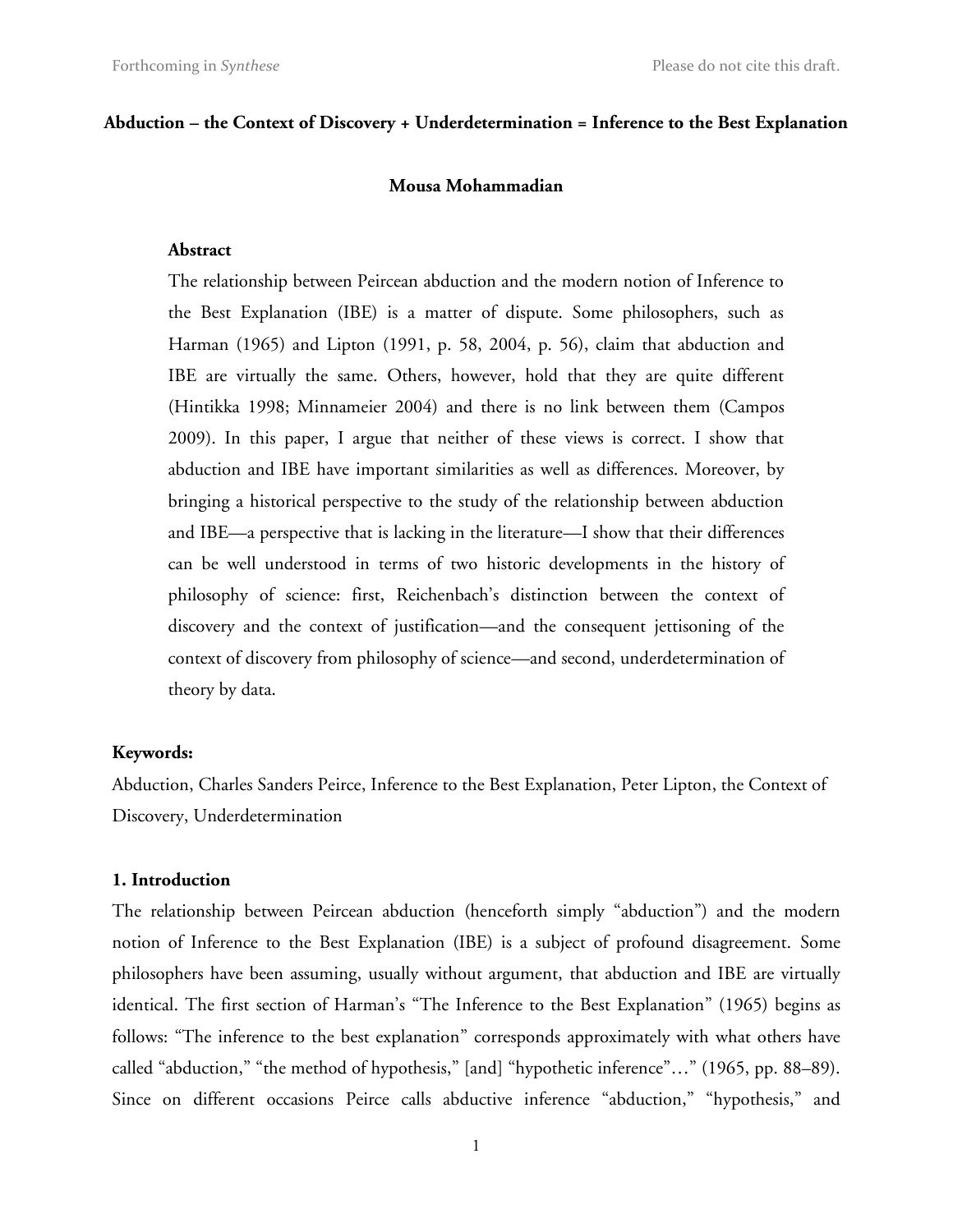**Abduction – the Context of Discovery + Underdetermination = Inference to the Best Explanation**

**Mousa Mohammadian**

**Abstract**

The relationship between Peircean abduction and the modern notion of Inference to the Best Explanation (IBE) is a matter of dispute. Some philosophers, such as Harman (1965) and Lipton (1991, p. 58, 2004, p. 56), claim that abduction and IBE are virtually the same. Others, however, hold that they are quite different (Hintikka 1998; Minnameier 2004) and there is no link between them (Campos 2009). In this paper, I argue that neither of these views is correct. I show that abduction and IBE have important similarities as well as differences. Moreover, by bringing a historical perspective to the study of the relationship between abduction and IBE—a perspective that is lacking in the literature—I show that their differences can be well understood in terms of two historic developments in the history of philosophy of science: first, Reichenbach's distinction between the context of discovery and the context of justification—and the consequent jettisoning of the context of discovery from philosophy of science—and second, underdetermination of theory by data.

**Keywords:**

Abduction, Charles Sanders Peirce, Inference to the Best Explanation, Peter Lipton, the Context of Discovery, Underdetermination

## 1. Introduction

The relationship between Peircean abduction (henceforth simply "abduction") and the modern notion of Inference to the Best Explanation (IBE) is a subject of profound disagreement. Some philosophers have been assuming, usually without argument, that abduction and IBE are virtually identical. The first section of Harman's "The Inference to the Best Explanation" (1965) begins as follows: "The inference to the best explanation" corresponds approximately with what others have called "abduction," "the method of hypothesis," [and] "hypothetic inference"…" (1965, pp. 88–89). Since on different occasions Peirce calls abductive inference "abduction," "hypothesis," and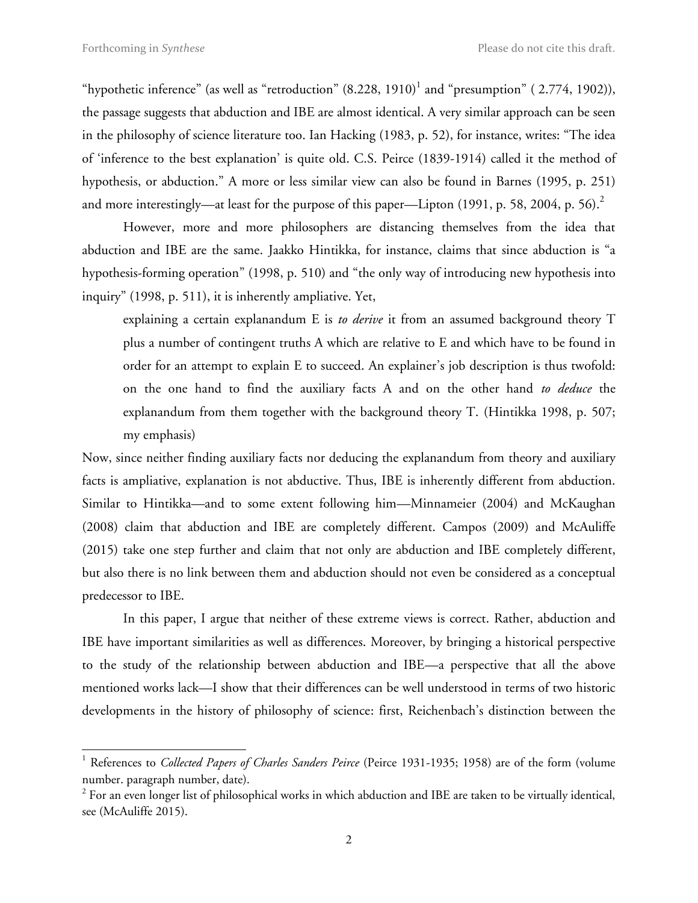"hypothetic inference" (as well as "retroduction" (8.228, 1910)[1] and "presumption" ( 2.774, 1902)), the passage suggests that abduction and IBE are almost identical. A very similar approach can be seen in the philosophy of science literature too. Ian Hacking (1983, p. 52), for instance, writes: "The idea of 'inference to the best explanation' is quite old. C.S. Peirce (1839-1914) called it the method of hypothesis, or abduction." A more or less similar view can also be found in Barnes (1995, p. 251) and more interestingly—at least for the purpose of this paper—Lipton (1991, p. 58, 2004, p. 56).[2]

However, more and more philosophers are distancing themselves from the idea that abduction and IBE are the same. Jaakko Hintikka, for instance, claims that since abduction is "a hypothesis-forming operation" (1998, p. 510) and "the only way of introducing new hypothesis into inquiry" (1998, p. 511), it is inherently ampliative. Yet,

> explaining a certain explanandum E is *to derive* it from an assumed background theory T plus a number of contingent truths A which are relative to E and which have to be found in order for an attempt to explain E to succeed. An explainer's job description is thus twofold: on the one hand to find the auxiliary facts A and on the other hand *to deduce* the explanandum from them together with the background theory T. (Hintikka 1998, p. 507; my emphasis)

Now, since neither finding auxiliary facts nor deducing the explanandum from theory and auxiliary facts is ampliative, explanation is not abductive. Thus, IBE is inherently different from abduction. Similar to Hintikka—and to some extent following him—Minnameier (2004) and McKaughan (2008) claim that abduction and IBE are completely different. Campos (2009) and McAuliffe (2015) take one step further and claim that not only are abduction and IBE completely different, but also there is no link between them and abduction should not even be considered as a conceptual predecessor to IBE.

In this paper, I argue that neither of these extreme views is correct. Rather, abduction and IBE have important similarities as well as differences. Moreover, by bringing a historical perspective to the study of the relationship between abduction and IBE—a perspective that all the above mentioned works lack—I show that their differences can be well understood in terms of two historic developments in the history of philosophy of science: first, Reichenbach's distinction between the

---

[1] References to *Collected Papers of Charles Sanders Peirce* (Peirce 1931-1935; 1958) are of the form (volume number. paragraph number, date).

[2] For an even longer list of philosophical works in which abduction and IBE are taken to be virtually identical, see (McAuliffe 2015).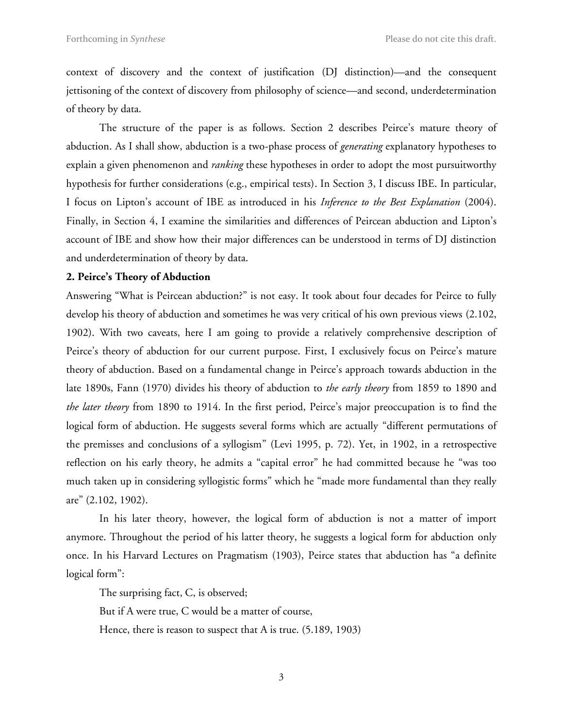context of discovery and the context of justification (DJ distinction)—and the consequent jettisoning of the context of discovery from philosophy of science—and second, underdetermination of theory by data.

The structure of the paper is as follows. Section 2 describes Peirce's mature theory of abduction. As I shall show, abduction is a two-phase process of *generating* explanatory hypotheses to explain a given phenomenon and *ranking* these hypotheses in order to adopt the most pursuitworthy hypothesis for further considerations (e.g., empirical tests). In Section 3, I discuss IBE. In particular, I focus on Lipton's account of IBE as introduced in his *Inference to the Best Explanation* (2004). Finally, in Section 4, I examine the similarities and differences of Peircean abduction and Lipton's account of IBE and show how their major differences can be understood in terms of DJ distinction and underdetermination of theory by data.

## 2. Peirce's Theory of Abduction

Answering "What is Peircean abduction?" is not easy. It took about four decades for Peirce to fully develop his theory of abduction and sometimes he was very critical of his own previous views (2.102, 1902). With two caveats, here I am going to provide a relatively comprehensive description of Peirce's theory of abduction for our current purpose. First, I exclusively focus on Peirce's mature theory of abduction. Based on a fundamental change in Peirce's approach towards abduction in the late 1890s, Fann (1970) divides his theory of abduction to *the early theory* from 1859 to 1890 and *the later theory* from 1890 to 1914. In the first period, Peirce's major preoccupation is to find the logical form of abduction. He suggests several forms which are actually "different permutations of the premisses and conclusions of a syllogism" (Levi 1995, p. 72). Yet, in 1902, in a retrospective reflection on his early theory, he admits a "capital error" he had committed because he "was too much taken up in considering syllogistic forms" which he "made more fundamental than they really are" (2.102, 1902).

In his later theory, however, the logical form of abduction is not a matter of import anymore. Throughout the period of his latter theory, he suggests a logical form for abduction only once. In his Harvard Lectures on Pragmatism (1903), Peirce states that abduction has "a definite logical form":

> The surprising fact, C, is observed;
>
> But if A were true, C would be a matter of course,
>
> Hence, there is reason to suspect that A is true. (5.189, 1903)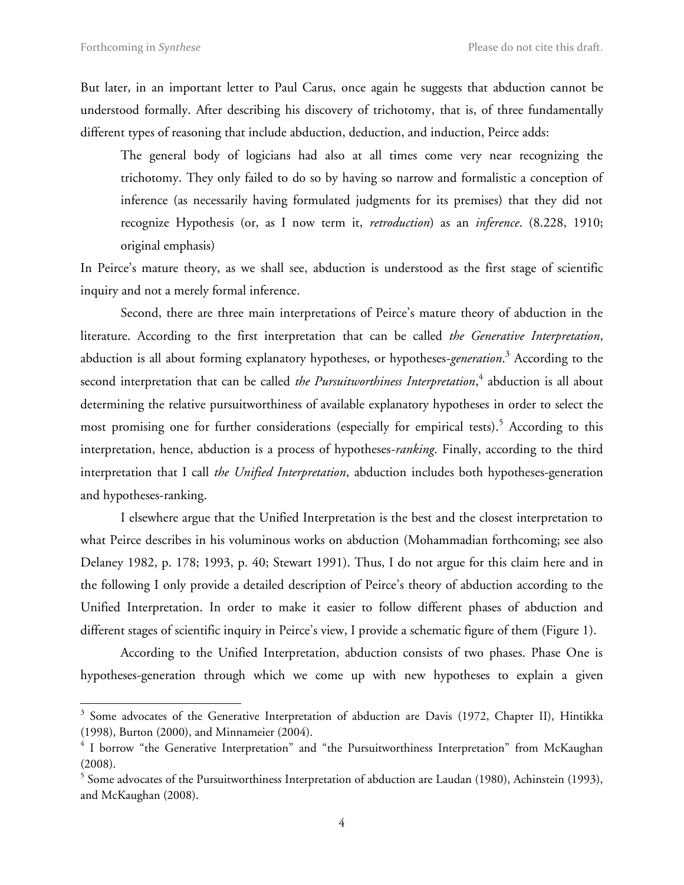But later, in an important letter to Paul Carus, once again he suggests that abduction cannot be understood formally. After describing his discovery of trichotomy, that is, of three fundamentally different types of reasoning that include abduction, deduction, and induction, Peirce adds:

> The general body of logicians had also at all times come very near recognizing the trichotomy. They only failed to do so by having so narrow and formalistic a conception of inference (as necessarily having formulated judgments for its premises) that they did not recognize Hypothesis (or, as I now term it, *retroduction*) as an *inference*. (8.228, 1910; original emphasis)

In Peirce's mature theory, as we shall see, abduction is understood as the first stage of scientific inquiry and not a merely formal inference.

Second, there are three main interpretations of Peirce's mature theory of abduction in the literature. According to the first interpretation that can be called *the Generative Interpretation*, abduction is all about forming explanatory hypotheses, or hypotheses-*generation*.[3] According to the second interpretation that can be called *the Pursuitworthiness Interpretation*,[4] abduction is all about determining the relative pursuitworthiness of available explanatory hypotheses in order to select the most promising one for further considerations (especially for empirical tests).[5] According to this interpretation, hence, abduction is a process of hypotheses-*ranking*. Finally, according to the third interpretation that I call *the Unified Interpretation*, abduction includes both hypotheses-generation and hypotheses-ranking.

I elsewhere argue that the Unified Interpretation is the best and the closest interpretation to what Peirce describes in his voluminous works on abduction (Mohammadian forthcoming; see also Delaney 1982, p. 178; 1993, p. 40; Stewart 1991). Thus, I do not argue for this claim here and in the following I only provide a detailed description of Peirce's theory of abduction according to the Unified Interpretation. In order to make it easier to follow different phases of abduction and different stages of scientific inquiry in Peirce's view, I provide a schematic figure of them (Figure 1).

According to the Unified Interpretation, abduction consists of two phases. Phase One is hypotheses-generation through which we come up with new hypotheses to explain a given

---

[3] Some advocates of the Generative Interpretation of abduction are Davis (1972, Chapter II), Hintikka (1998), Burton (2000), and Minnameier (2004).

[4] I borrow "the Generative Interpretation" and "the Pursuitworthiness Interpretation" from McKaughan (2008).

[5] Some advocates of the Pursuitworthiness Interpretation of abduction are Laudan (1980), Achinstein (1993), and McKaughan (2008).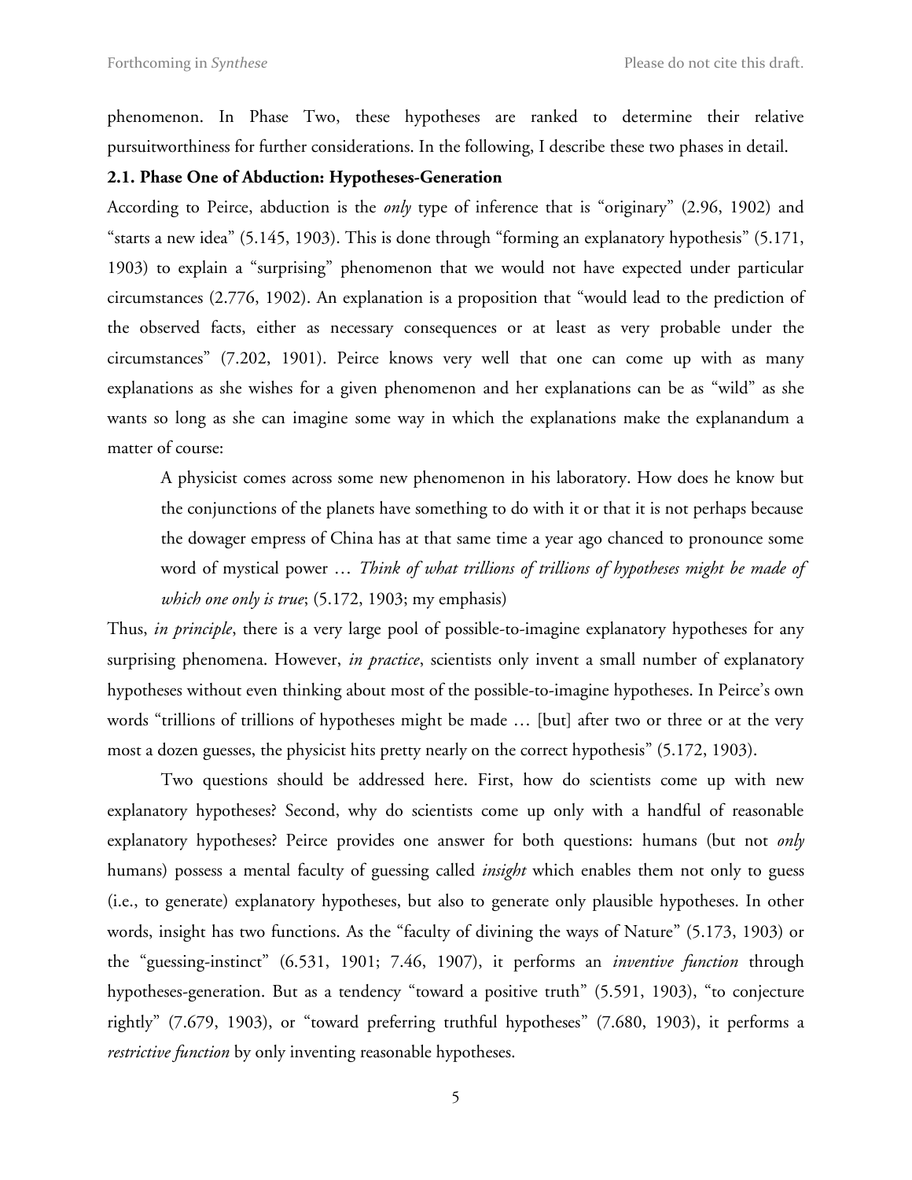phenomenon. In Phase Two, these hypotheses are ranked to determine their relative pursuitworthiness for further considerations. In the following, I describe these two phases in detail.

### 2.1. Phase One of Abduction: Hypotheses-Generation

According to Peirce, abduction is the *only* type of inference that is "originary" (2.96, 1902) and "starts a new idea" (5.145, 1903). This is done through "forming an explanatory hypothesis" (5.171, 1903) to explain a "surprising" phenomenon that we would not have expected under particular circumstances (2.776, 1902). An explanation is a proposition that "would lead to the prediction of the observed facts, either as necessary consequences or at least as very probable under the circumstances" (7.202, 1901). Peirce knows very well that one can come up with as many explanations as she wishes for a given phenomenon and her explanations can be as "wild" as she wants so long as she can imagine some way in which the explanations make the explanandum a matter of course:

> A physicist comes across some new phenomenon in his laboratory. How does he know but the conjunctions of the planets have something to do with it or that it is not perhaps because the dowager empress of China has at that same time a year ago chanced to pronounce some word of mystical power … *Think of what trillions of trillions of hypotheses might be made of which one only is true*; (5.172, 1903; my emphasis)

Thus, *in principle*, there is a very large pool of possible-to-imagine explanatory hypotheses for any surprising phenomena. However, *in practice*, scientists only invent a small number of explanatory hypotheses without even thinking about most of the possible-to-imagine hypotheses. In Peirce's own words "trillions of trillions of hypotheses might be made … [but] after two or three or at the very most a dozen guesses, the physicist hits pretty nearly on the correct hypothesis" (5.172, 1903).

Two questions should be addressed here. First, how do scientists come up with new explanatory hypotheses? Second, why do scientists come up only with a handful of reasonable explanatory hypotheses? Peirce provides one answer for both questions: humans (but not *only* humans) possess a mental faculty of guessing called *insight* which enables them not only to guess (i.e., to generate) explanatory hypotheses, but also to generate only plausible hypotheses. In other words, insight has two functions. As the "faculty of divining the ways of Nature" (5.173, 1903) or the "guessing-instinct" (6.531, 1901; 7.46, 1907), it performs an *inventive function* through hypotheses-generation. But as a tendency "toward a positive truth" (5.591, 1903), "to conjecture rightly" (7.679, 1903), or "toward preferring truthful hypotheses" (7.680, 1903), it performs a *restrictive function* by only inventing reasonable hypotheses.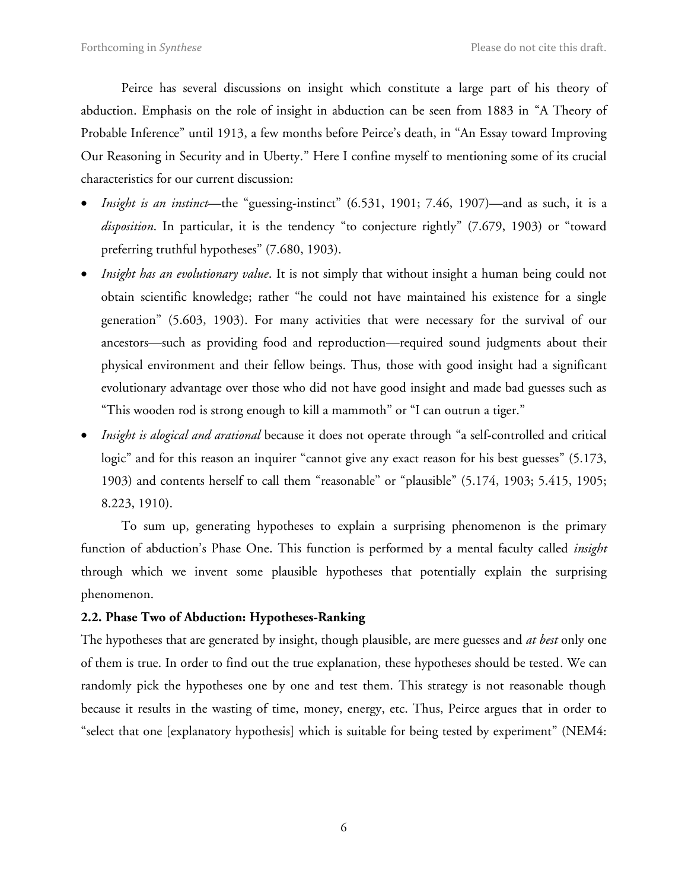Peirce has several discussions on insight which constitute a large part of his theory of abduction. Emphasis on the role of insight in abduction can be seen from 1883 in "A Theory of Probable Inference" until 1913, a few months before Peirce's death, in "An Essay toward Improving Our Reasoning in Security and in Uberty." Here I confine myself to mentioning some of its crucial characteristics for our current discussion:

- *Insight is an instinct*—the "guessing-instinct" (6.531, 1901; 7.46, 1907)—and as such, it is a *disposition*. In particular, it is the tendency "to conjecture rightly" (7.679, 1903) or "toward preferring truthful hypotheses" (7.680, 1903).
- *Insight has an evolutionary value*. It is not simply that without insight a human being could not obtain scientific knowledge; rather "he could not have maintained his existence for a single generation" (5.603, 1903). For many activities that were necessary for the survival of our ancestors—such as providing food and reproduction—required sound judgments about their physical environment and their fellow beings. Thus, those with good insight had a significant evolutionary advantage over those who did not have good insight and made bad guesses such as "This wooden rod is strong enough to kill a mammoth" or "I can outrun a tiger."
- *Insight is alogical and arational* because it does not operate through "a self-controlled and critical logic" and for this reason an inquirer "cannot give any exact reason for his best guesses" (5.173, 1903) and contents herself to call them "reasonable" or "plausible" (5.174, 1903; 5.415, 1905; 8.223, 1910).

To sum up, generating hypotheses to explain a surprising phenomenon is the primary function of abduction's Phase One. This function is performed by a mental faculty called *insight* through which we invent some plausible hypotheses that potentially explain the surprising phenomenon.

### 2.2. Phase Two of Abduction: Hypotheses-Ranking

The hypotheses that are generated by insight, though plausible, are mere guesses and *at best* only one of them is true. In order to find out the true explanation, these hypotheses should be tested. We can randomly pick the hypotheses one by one and test them. This strategy is not reasonable though because it results in the wasting of time, money, energy, etc. Thus, Peirce argues that in order to "select that one [explanatory hypothesis] which is suitable for being tested by experiment" (NEM4: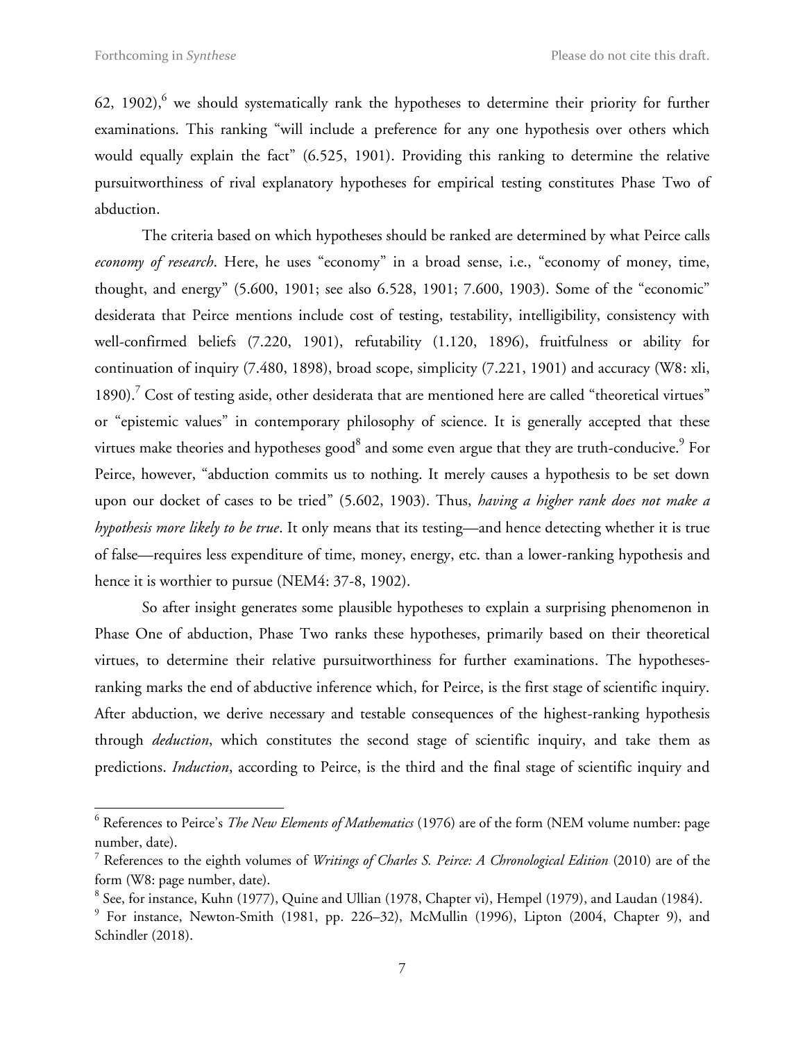62, 1902),[6] we should systematically rank the hypotheses to determine their priority for further examinations. This ranking "will include a preference for any one hypothesis over others which would equally explain the fact" (6.525, 1901). Providing this ranking to determine the relative pursuitworthiness of rival explanatory hypotheses for empirical testing constitutes Phase Two of abduction.

The criteria based on which hypotheses should be ranked are determined by what Peirce calls *economy of research*. Here, he uses "economy" in a broad sense, i.e., "economy of money, time, thought, and energy" (5.600, 1901; see also 6.528, 1901; 7.600, 1903). Some of the "economic" desiderata that Peirce mentions include cost of testing, testability, intelligibility, consistency with well-confirmed beliefs (7.220, 1901), refutability (1.120, 1896), fruitfulness or ability for continuation of inquiry (7.480, 1898), broad scope, simplicity (7.221, 1901) and accuracy (W8: xli, 1890).[7] Cost of testing aside, other desiderata that are mentioned here are called "theoretical virtues" or "epistemic values" in contemporary philosophy of science. It is generally accepted that these virtues make theories and hypotheses good[8] and some even argue that they are truth-conducive.[9] For Peirce, however, "abduction commits us to nothing. It merely causes a hypothesis to be set down upon our docket of cases to be tried" (5.602, 1903). Thus, *having a higher rank does not make a hypothesis more likely to be true*. It only means that its testing—and hence detecting whether it is true of false—requires less expenditure of time, money, energy, etc. than a lower-ranking hypothesis and hence it is worthier to pursue (NEM4: 37-8, 1902).

So after insight generates some plausible hypotheses to explain a surprising phenomenon in Phase One of abduction, Phase Two ranks these hypotheses, primarily based on their theoretical virtues, to determine their relative pursuitworthiness for further examinations. The hypotheses-ranking marks the end of abductive inference which, for Peirce, is the first stage of scientific inquiry. After abduction, we derive necessary and testable consequences of the highest-ranking hypothesis through *deduction*, which constitutes the second stage of scientific inquiry, and take them as predictions. *Induction*, according to Peirce, is the third and the final stage of scientific inquiry and

---

[6] References to Peirce's *The New Elements of Mathematics* (1976) are of the form (NEM volume number: page number, date).

[7] References to the eighth volumes of *Writings of Charles S. Peirce: A Chronological Edition* (2010) are of the form (W8: page number, date).

[8] See, for instance, Kuhn (1977), Quine and Ullian (1978, Chapter vi), Hempel (1979), and Laudan (1984).

[9] For instance, Newton-Smith (1981, pp. 226–32), McMullin (1996), Lipton (2004, Chapter 9), and Schindler (2018).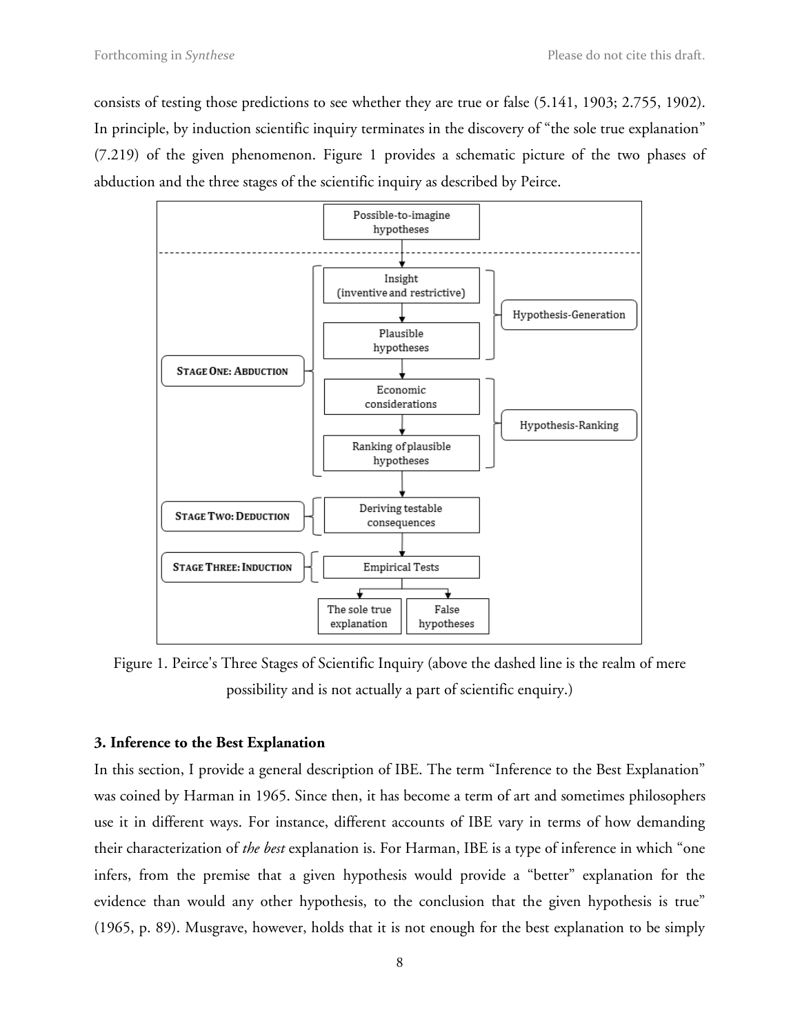consists of testing those predictions to see whether they are true or false (5.141, 1903; 2.755, 1902). In principle, by induction scientific inquiry terminates in the discovery of "the sole true explanation" (7.219) of the given phenomenon. Figure 1 provides a schematic picture of the two phases of abduction and the three stages of the scientific inquiry as described by Peirce.

Figure 1. Peirce's Three Stages of Scientific Inquiry (above the dashed line is the realm of mere possibility and is not actually a part of scientific enquiry.)

### 3. Inference to the Best Explanation

In this section, I provide a general description of IBE. The term "Inference to the Best Explanation" was coined by Harman in 1965. Since then, it has become a term of art and sometimes philosophers use it in different ways. For instance, different accounts of IBE vary in terms of how demanding their characterization of *the best* explanation is. For Harman, IBE is a type of inference in which "one infers, from the premise that a given hypothesis would provide a "better" explanation for the evidence than would any other hypothesis, to the conclusion that the given hypothesis is true" (1965, p. 89). Musgrave, however, holds that it is not enough for the best explanation to be simply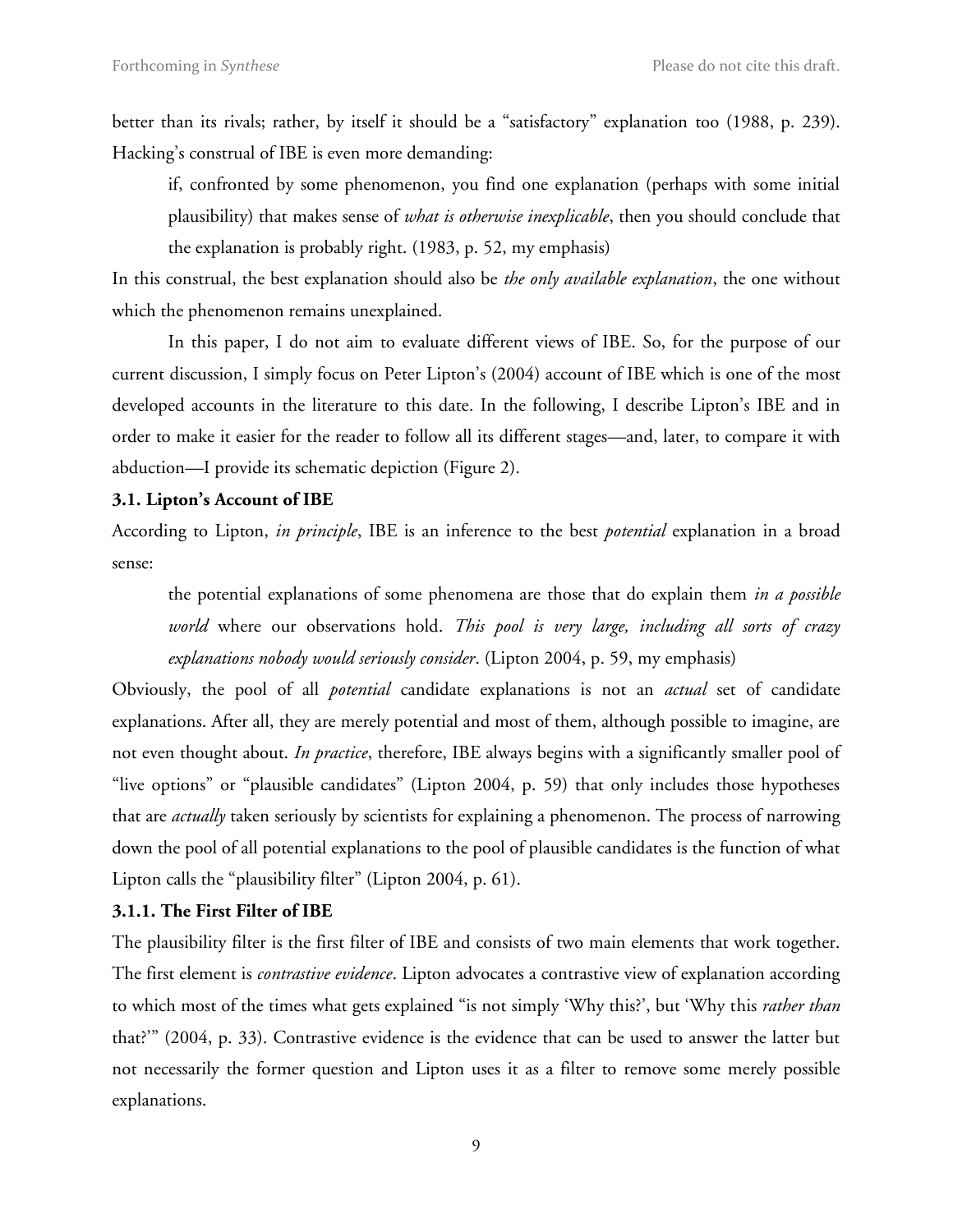better than its rivals; rather, by itself it should be a "satisfactory" explanation too (1988, p. 239). Hacking's construal of IBE is even more demanding:

> if, confronted by some phenomenon, you find one explanation (perhaps with some initial plausibility) that makes sense of *what is otherwise inexplicable*, then you should conclude that the explanation is probably right. (1983, p. 52, my emphasis)

In this construal, the best explanation should also be *the only available explanation*, the one without which the phenomenon remains unexplained.

In this paper, I do not aim to evaluate different views of IBE. So, for the purpose of our current discussion, I simply focus on Peter Lipton's (2004) account of IBE which is one of the most developed accounts in the literature to this date. In the following, I describe Lipton's IBE and in order to make it easier for the reader to follow all its different stages—and, later, to compare it with abduction—I provide its schematic depiction (Figure 2).

### 3.1. Lipton's Account of IBE

According to Lipton, *in principle*, IBE is an inference to the best *potential* explanation in a broad sense:

> the potential explanations of some phenomena are those that do explain them *in a possible world* where our observations hold. *This pool is very large, including all sorts of crazy explanations nobody would seriously consider*. (Lipton 2004, p. 59, my emphasis)

Obviously, the pool of all *potential* candidate explanations is not an *actual* set of candidate explanations. After all, they are merely potential and most of them, although possible to imagine, are not even thought about. *In practice*, therefore, IBE always begins with a significantly smaller pool of "live options" or "plausible candidates" (Lipton 2004, p. 59) that only includes those hypotheses that are *actually* taken seriously by scientists for explaining a phenomenon. The process of narrowing down the pool of all potential explanations to the pool of plausible candidates is the function of what Lipton calls the "plausibility filter" (Lipton 2004, p. 61).

#### 3.1.1. The First Filter of IBE

The plausibility filter is the first filter of IBE and consists of two main elements that work together. The first element is *contrastive evidence*. Lipton advocates a contrastive view of explanation according to which most of the times what gets explained "is not simply 'Why this?', but 'Why this *rather than* that?'" (2004, p. 33). Contrastive evidence is the evidence that can be used to answer the latter but not necessarily the former question and Lipton uses it as a filter to remove some merely possible explanations.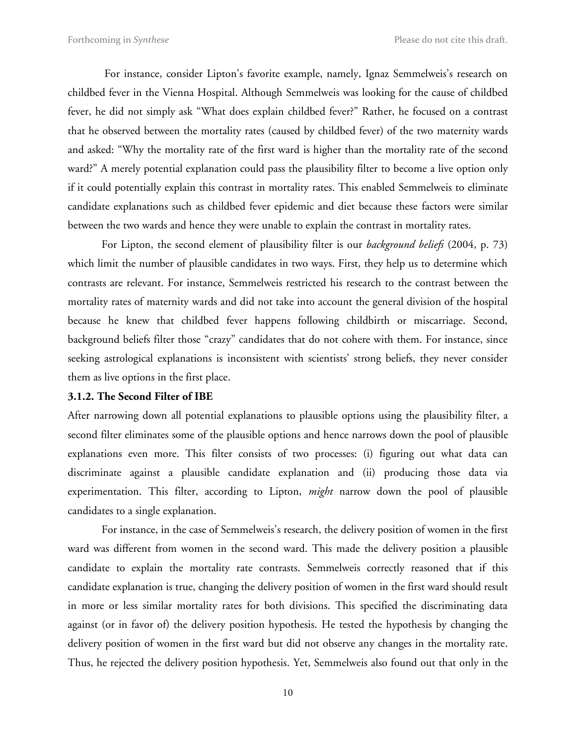For instance, consider Lipton's favorite example, namely, Ignaz Semmelweis's research on childbed fever in the Vienna Hospital. Although Semmelweis was looking for the cause of childbed fever, he did not simply ask "What does explain childbed fever?" Rather, he focused on a contrast that he observed between the mortality rates (caused by childbed fever) of the two maternity wards and asked: "Why the mortality rate of the first ward is higher than the mortality rate of the second ward?" A merely potential explanation could pass the plausibility filter to become a live option only if it could potentially explain this contrast in mortality rates. This enabled Semmelweis to eliminate candidate explanations such as childbed fever epidemic and diet because these factors were similar between the two wards and hence they were unable to explain the contrast in mortality rates.

For Lipton, the second element of plausibility filter is our *background beliefs* (2004, p. 73) which limit the number of plausible candidates in two ways. First, they help us to determine which contrasts are relevant. For instance, Semmelweis restricted his research to the contrast between the mortality rates of maternity wards and did not take into account the general division of the hospital because he knew that childbed fever happens following childbirth or miscarriage. Second, background beliefs filter those "crazy" candidates that do not cohere with them. For instance, since seeking astrological explanations is inconsistent with scientists' strong beliefs, they never consider them as live options in the first place.

### 3.1.2. The Second Filter of IBE

After narrowing down all potential explanations to plausible options using the plausibility filter, a second filter eliminates some of the plausible options and hence narrows down the pool of plausible explanations even more. This filter consists of two processes: (i) figuring out what data can discriminate against a plausible candidate explanation and (ii) producing those data via experimentation. This filter, according to Lipton, *might* narrow down the pool of plausible candidates to a single explanation.

For instance, in the case of Semmelweis's research, the delivery position of women in the first ward was different from women in the second ward. This made the delivery position a plausible candidate to explain the mortality rate contrasts. Semmelweis correctly reasoned that if this candidate explanation is true, changing the delivery position of women in the first ward should result in more or less similar mortality rates for both divisions. This specified the discriminating data against (or in favor of) the delivery position hypothesis. He tested the hypothesis by changing the delivery position of women in the first ward but did not observe any changes in the mortality rate. Thus, he rejected the delivery position hypothesis. Yet, Semmelweis also found out that only in the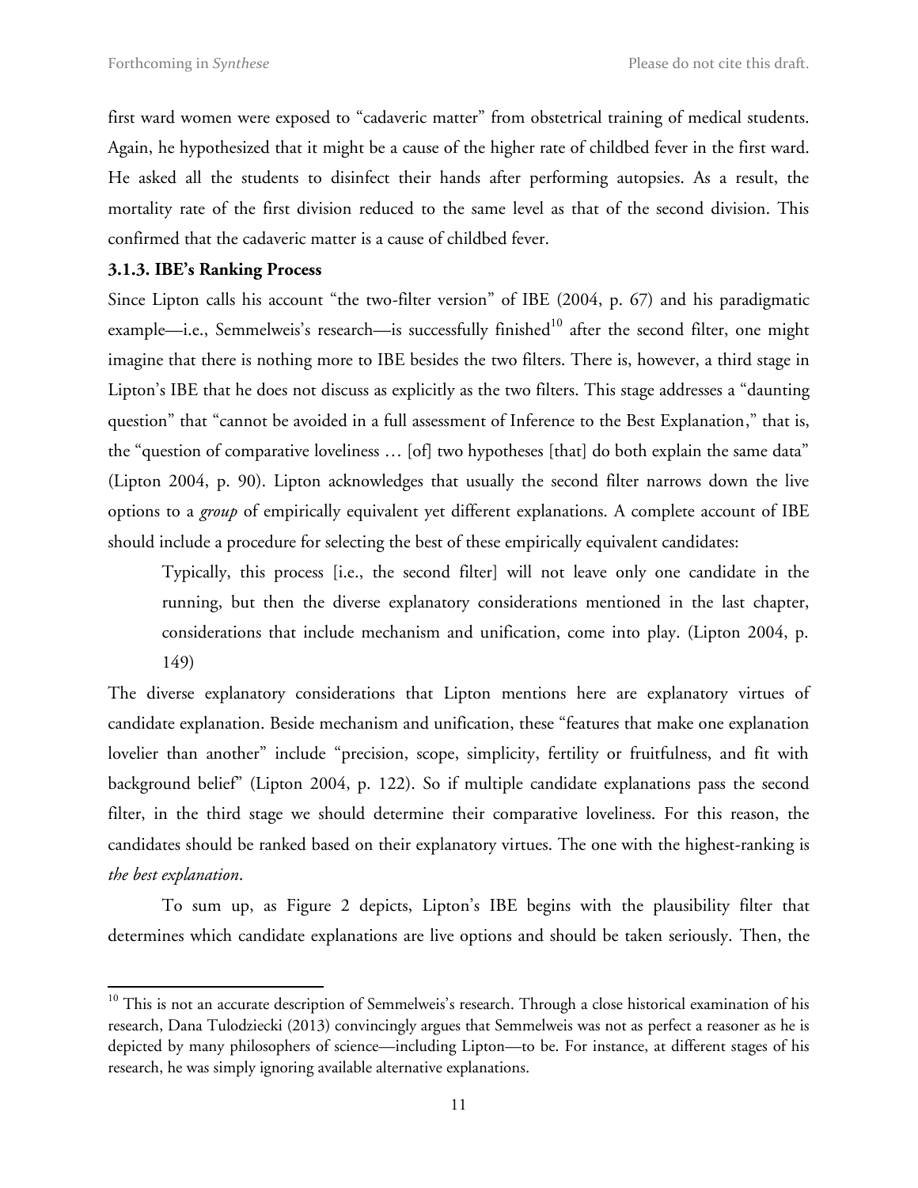first ward women were exposed to "cadaveric matter" from obstetrical training of medical students. Again, he hypothesized that it might be a cause of the higher rate of childbed fever in the first ward. He asked all the students to disinfect their hands after performing autopsies. As a result, the mortality rate of the first division reduced to the same level as that of the second division. This confirmed that the cadaveric matter is a cause of childbed fever.

### 3.1.3. IBE's Ranking Process

Since Lipton calls his account "the two-filter version" of IBE (2004, p. 67) and his paradigmatic example—i.e., Semmelweis's research—is successfully finished[10] after the second filter, one might imagine that there is nothing more to IBE besides the two filters. There is, however, a third stage in Lipton's IBE that he does not discuss as explicitly as the two filters. This stage addresses a "daunting question" that "cannot be avoided in a full assessment of Inference to the Best Explanation," that is, the "question of comparative loveliness … [of] two hypotheses [that] do both explain the same data" (Lipton 2004, p. 90). Lipton acknowledges that usually the second filter narrows down the live options to a *group* of empirically equivalent yet different explanations. A complete account of IBE should include a procedure for selecting the best of these empirically equivalent candidates:

> Typically, this process [i.e., the second filter] will not leave only one candidate in the running, but then the diverse explanatory considerations mentioned in the last chapter, considerations that include mechanism and unification, come into play. (Lipton 2004, p. 149)

The diverse explanatory considerations that Lipton mentions here are explanatory virtues of candidate explanation. Beside mechanism and unification, these "features that make one explanation lovelier than another" include "precision, scope, simplicity, fertility or fruitfulness, and fit with background belief" (Lipton 2004, p. 122). So if multiple candidate explanations pass the second filter, in the third stage we should determine their comparative loveliness. For this reason, the candidates should be ranked based on their explanatory virtues. The one with the highest-ranking is *the best explanation*.

To sum up, as Figure 2 depicts, Lipton's IBE begins with the plausibility filter that determines which candidate explanations are live options and should be taken seriously. Then, the

[10] This is not an accurate description of Semmelweis's research. Through a close historical examination of his research, Dana Tulodziecki (2013) convincingly argues that Semmelweis was not as perfect a reasoner as he is depicted by many philosophers of science—including Lipton—to be. For instance, at different stages of his research, he was simply ignoring available alternative explanations.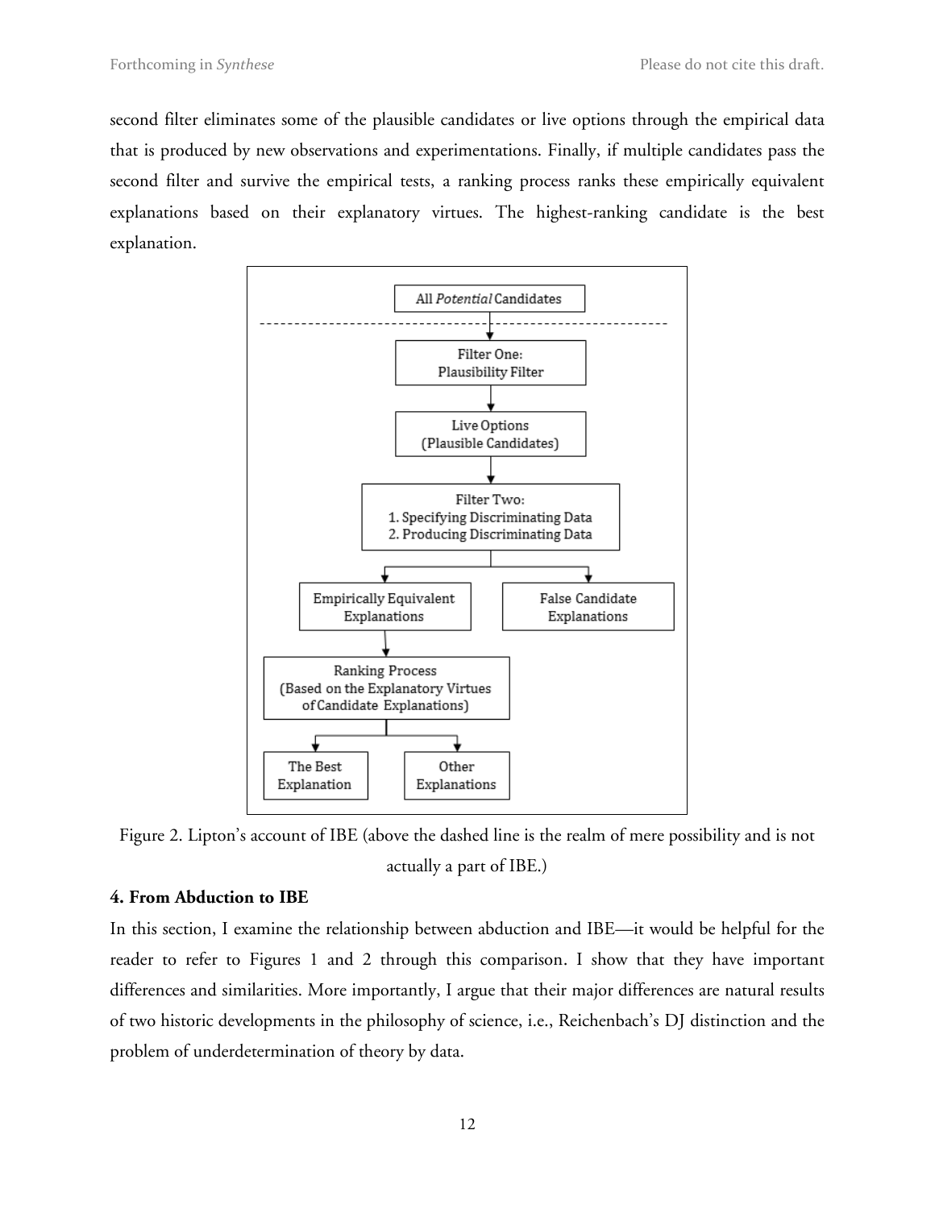second filter eliminates some of the plausible candidates or live options through the empirical data that is produced by new observations and experimentations. Finally, if multiple candidates pass the second filter and survive the empirical tests, a ranking process ranks these empirically equivalent explanations based on their explanatory virtues. The highest-ranking candidate is the best explanation.

Figure 2. Lipton's account of IBE (above the dashed line is the realm of mere possibility and is not actually a part of IBE.)

**4. From Abduction to IBE**

In this section, I examine the relationship between abduction and IBE—it would be helpful for the reader to refer to Figures 1 and 2 through this comparison. I show that they have important differences and similarities. More importantly, I argue that their major differences are natural results of two historic developments in the philosophy of science, i.e., Reichenbach's DJ distinction and the problem of underdetermination of theory by data.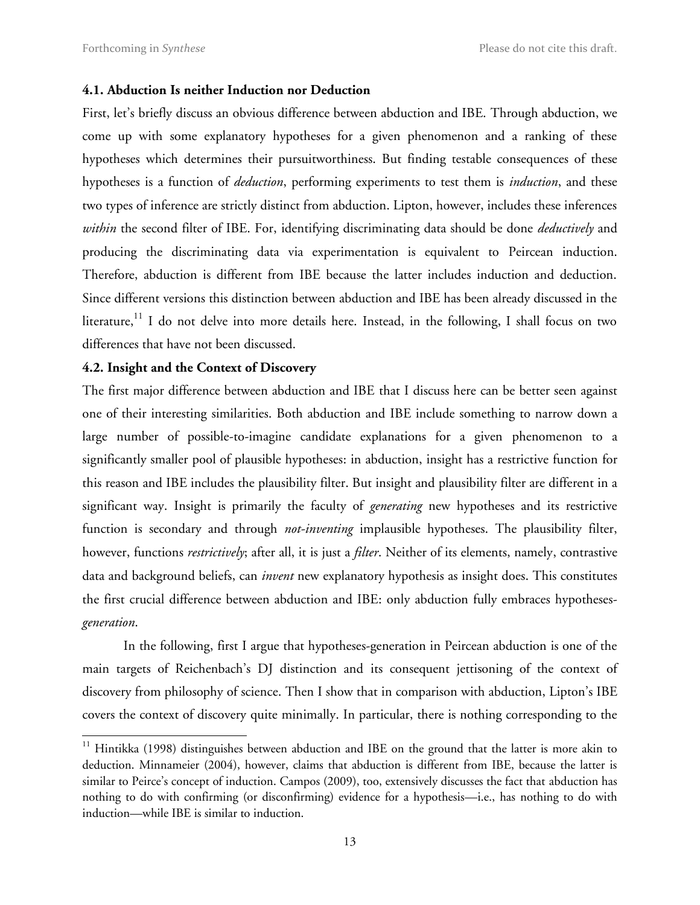### 4.1. Abduction Is neither Induction nor Deduction

First, let's briefly discuss an obvious difference between abduction and IBE. Through abduction, we come up with some explanatory hypotheses for a given phenomenon and a ranking of these hypotheses which determines their pursuitworthiness. But finding testable consequences of these hypotheses is a function of *deduction*, performing experiments to test them is *induction*, and these two types of inference are strictly distinct from abduction. Lipton, however, includes these inferences *within* the second filter of IBE. For, identifying discriminating data should be done *deductively* and producing the discriminating data via experimentation is equivalent to Peircean induction. Therefore, abduction is different from IBE because the latter includes induction and deduction. Since different versions this distinction between abduction and IBE has been already discussed in the literature,[11] I do not delve into more details here. Instead, in the following, I shall focus on two differences that have not been discussed.

### 4.2. Insight and the Context of Discovery

The first major difference between abduction and IBE that I discuss here can be better seen against one of their interesting similarities. Both abduction and IBE include something to narrow down a large number of possible-to-imagine candidate explanations for a given phenomenon to a significantly smaller pool of plausible hypotheses: in abduction, insight has a restrictive function for this reason and IBE includes the plausibility filter. But insight and plausibility filter are different in a significant way. Insight is primarily the faculty of *generating* new hypotheses and its restrictive function is secondary and through *not-inventing* implausible hypotheses. The plausibility filter, however, functions *restrictively*; after all, it is just a *filter*. Neither of its elements, namely, contrastive data and background beliefs, can *invent* new explanatory hypothesis as insight does. This constitutes the first crucial difference between abduction and IBE: only abduction fully embraces hypotheses-*generation*.

In the following, first I argue that hypotheses-generation in Peircean abduction is one of the main targets of Reichenbach's DJ distinction and its consequent jettisoning of the context of discovery from philosophy of science. Then I show that in comparison with abduction, Lipton's IBE covers the context of discovery quite minimally. In particular, there is nothing corresponding to the

---

[11] Hintikka (1998) distinguishes between abduction and IBE on the ground that the latter is more akin to deduction. Minnameier (2004), however, claims that abduction is different from IBE, because the latter is similar to Peirce's concept of induction. Campos (2009), too, extensively discusses the fact that abduction has nothing to do with confirming (or disconfirming) evidence for a hypothesis—i.e., has nothing to do with induction—while IBE is similar to induction.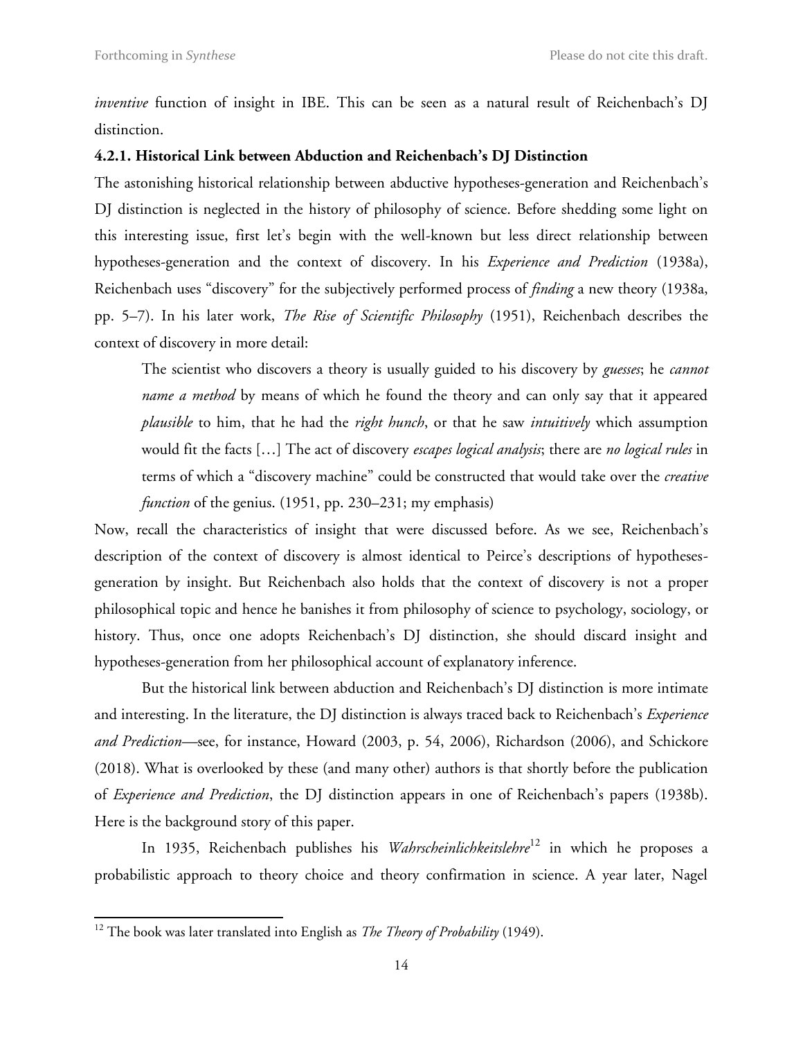*inventive* function of insight in IBE. This can be seen as a natural result of Reichenbach's DJ distinction.

#### 4.2.1. Historical Link between Abduction and Reichenbach's DJ Distinction

The astonishing historical relationship between abductive hypotheses-generation and Reichenbach's DJ distinction is neglected in the history of philosophy of science. Before shedding some light on this interesting issue, first let's begin with the well-known but less direct relationship between hypotheses-generation and the context of discovery. In his *Experience and Prediction* (1938a), Reichenbach uses "discovery" for the subjectively performed process of *finding* a new theory (1938a, pp. 5–7). In his later work, *The Rise of Scientific Philosophy* (1951), Reichenbach describes the context of discovery in more detail:

> The scientist who discovers a theory is usually guided to his discovery by *guesses*; he *cannot name a method* by means of which he found the theory and can only say that it appeared *plausible* to him, that he had the *right hunch*, or that he saw *intuitively* which assumption would fit the facts […] The act of discovery *escapes logical analysis*; there are *no logical rules* in terms of which a "discovery machine" could be constructed that would take over the *creative function* of the genius. (1951, pp. 230–231; my emphasis)

Now, recall the characteristics of insight that were discussed before. As we see, Reichenbach's description of the context of discovery is almost identical to Peirce's descriptions of hypotheses-generation by insight. But Reichenbach also holds that the context of discovery is not a proper philosophical topic and hence he banishes it from philosophy of science to psychology, sociology, or history. Thus, once one adopts Reichenbach's DJ distinction, she should discard insight and hypotheses-generation from her philosophical account of explanatory inference.

But the historical link between abduction and Reichenbach's DJ distinction is more intimate and interesting. In the literature, the DJ distinction is always traced back to Reichenbach's *Experience and Prediction*—see, for instance, Howard (2003, p. 54, 2006), Richardson (2006), and Schickore (2018). What is overlooked by these (and many other) authors is that shortly before the publication of *Experience and Prediction*, the DJ distinction appears in one of Reichenbach's papers (1938b). Here is the background story of this paper.

In 1935, Reichenbach publishes his *Wahrscheinlichkeitslehre*[12] in which he proposes a probabilistic approach to theory choice and theory confirmation in science. A year later, Nagel

[12] The book was later translated into English as *The Theory of Probability* (1949).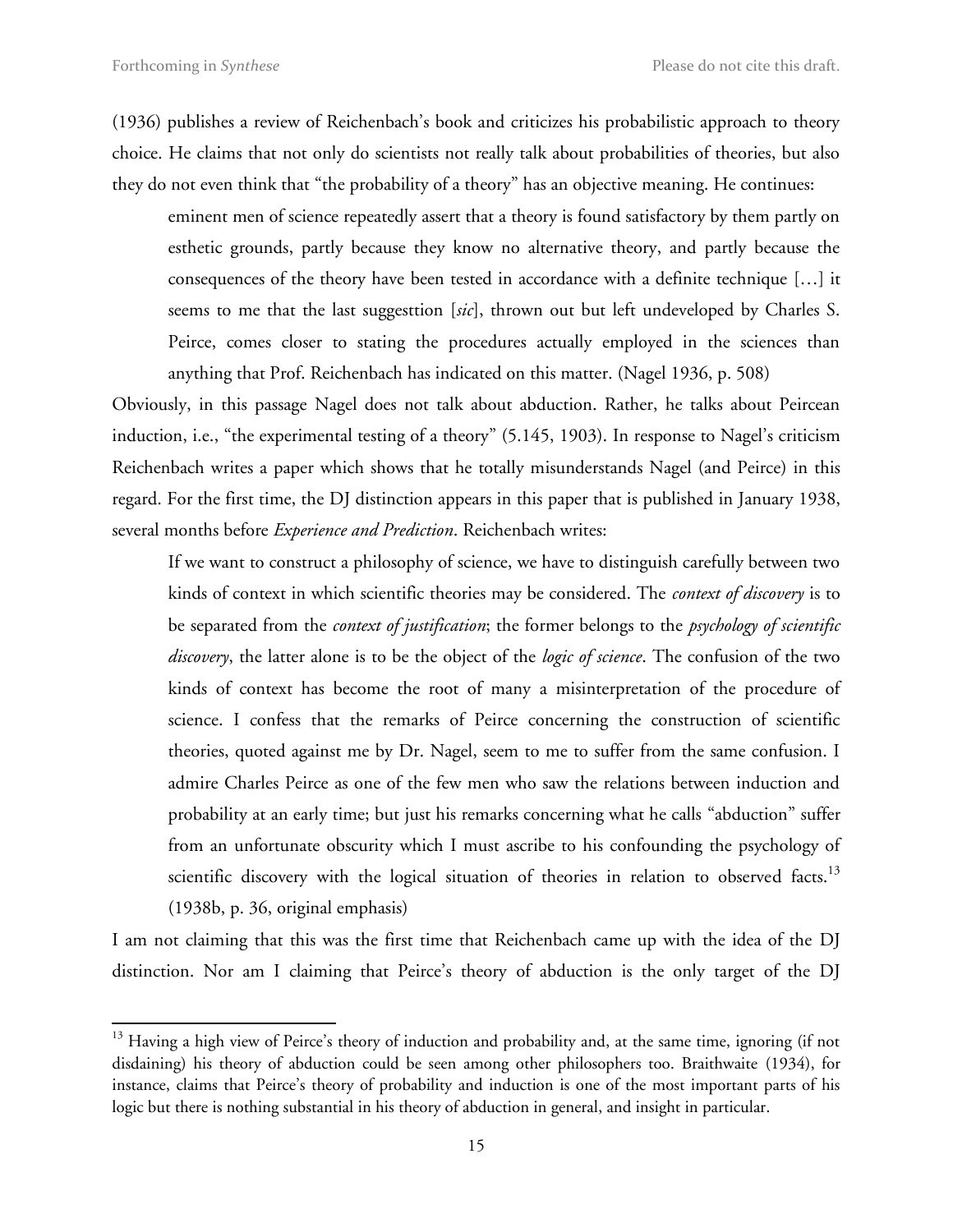(1936) publishes a review of Reichenbach's book and criticizes his probabilistic approach to theory choice. He claims that not only do scientists not really talk about probabilities of theories, but also they do not even think that "the probability of a theory" has an objective meaning. He continues:

> eminent men of science repeatedly assert that a theory is found satisfactory by them partly on esthetic grounds, partly because they know no alternative theory, and partly because the consequences of the theory have been tested in accordance with a definite technique […] it seems to me that the last suggesttion [*sic*], thrown out but left undeveloped by Charles S. Peirce, comes closer to stating the procedures actually employed in the sciences than anything that Prof. Reichenbach has indicated on this matter. (Nagel 1936, p. 508)

Obviously, in this passage Nagel does not talk about abduction. Rather, he talks about Peircean induction, i.e., "the experimental testing of a theory" (5.145, 1903). In response to Nagel's criticism Reichenbach writes a paper which shows that he totally misunderstands Nagel (and Peirce) in this regard. For the first time, the DJ distinction appears in this paper that is published in January 1938, several months before *Experience and Prediction*. Reichenbach writes:

> If we want to construct a philosophy of science, we have to distinguish carefully between two kinds of context in which scientific theories may be considered. The *context of discovery* is to be separated from the *context of justification*; the former belongs to the *psychology of scientific discovery*, the latter alone is to be the object of the *logic of science*. The confusion of the two kinds of context has become the root of many a misinterpretation of the procedure of science. I confess that the remarks of Peirce concerning the construction of scientific theories, quoted against me by Dr. Nagel, seem to me to suffer from the same confusion. I admire Charles Peirce as one of the few men who saw the relations between induction and probability at an early time; but just his remarks concerning what he calls "abduction" suffer from an unfortunate obscurity which I must ascribe to his confounding the psychology of scientific discovery with the logical situation of theories in relation to observed facts.[13] (1938b, p. 36, original emphasis)

I am not claiming that this was the first time that Reichenbach came up with the idea of the DJ distinction. Nor am I claiming that Peirce's theory of abduction is the only target of the DJ

---

[13] Having a high view of Peirce's theory of induction and probability and, at the same time, ignoring (if not disdaining) his theory of abduction could be seen among other philosophers too. Braithwaite (1934), for instance, claims that Peirce's theory of probability and induction is one of the most important parts of his logic but there is nothing substantial in his theory of abduction in general, and insight in particular.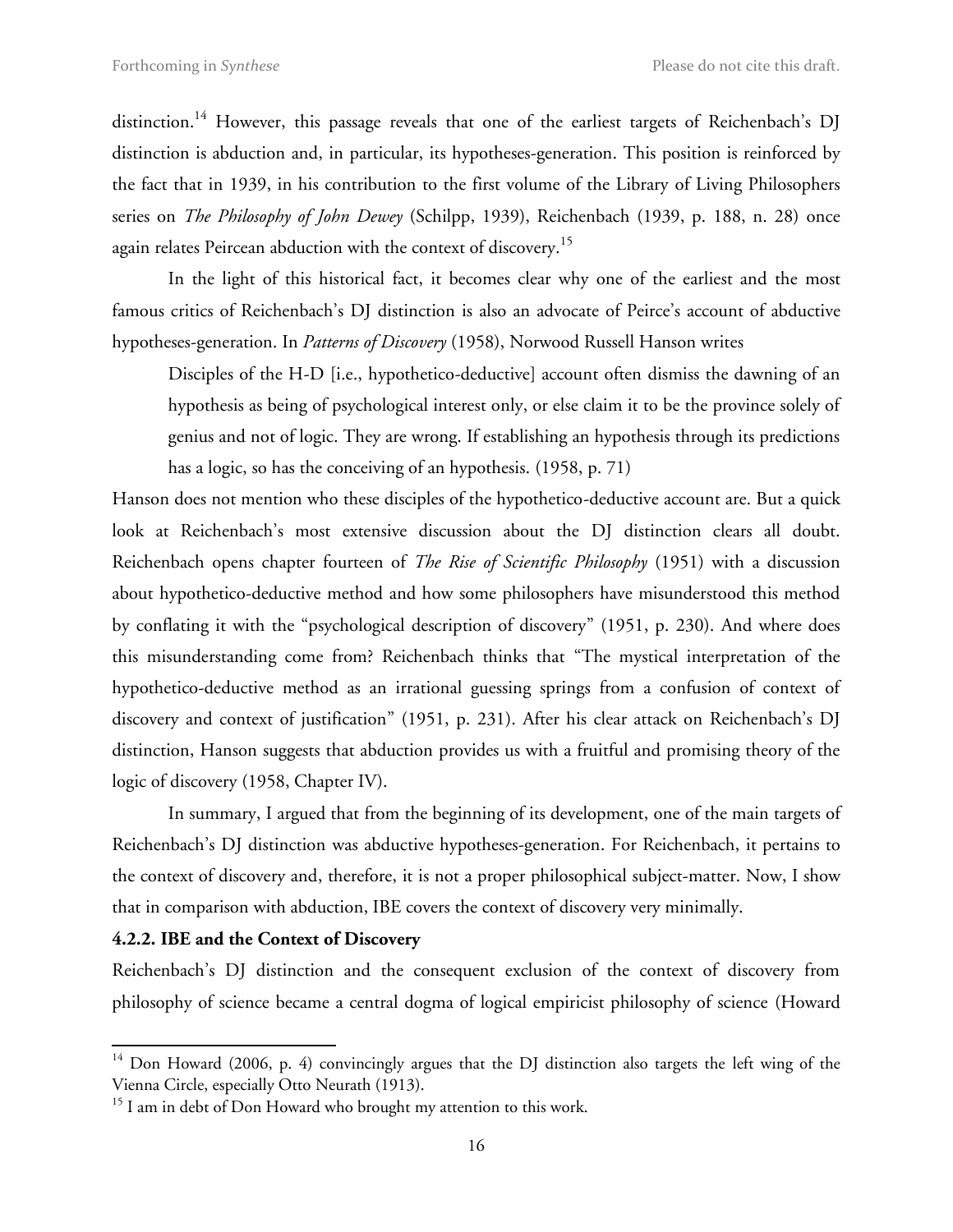distinction.[14] However, this passage reveals that one of the earliest targets of Reichenbach's DJ distinction is abduction and, in particular, its hypotheses-generation. This position is reinforced by the fact that in 1939, in his contribution to the first volume of the Library of Living Philosophers series on *The Philosophy of John Dewey* (Schilpp, 1939), Reichenbach (1939, p. 188, n. 28) once again relates Peircean abduction with the context of discovery.[15]

In the light of this historical fact, it becomes clear why one of the earliest and the most famous critics of Reichenbach's DJ distinction is also an advocate of Peirce's account of abductive hypotheses-generation. In *Patterns of Discovery* (1958), Norwood Russell Hanson writes

> Disciples of the H-D [i.e., hypothetico-deductive] account often dismiss the dawning of an hypothesis as being of psychological interest only, or else claim it to be the province solely of genius and not of logic. They are wrong. If establishing an hypothesis through its predictions has a logic, so has the conceiving of an hypothesis. (1958, p. 71)

Hanson does not mention who these disciples of the hypothetico-deductive account are. But a quick look at Reichenbach's most extensive discussion about the DJ distinction clears all doubt. Reichenbach opens chapter fourteen of *The Rise of Scientific Philosophy* (1951) with a discussion about hypothetico-deductive method and how some philosophers have misunderstood this method by conflating it with the "psychological description of discovery" (1951, p. 230). And where does this misunderstanding come from? Reichenbach thinks that "The mystical interpretation of the hypothetico-deductive method as an irrational guessing springs from a confusion of context of discovery and context of justification" (1951, p. 231). After his clear attack on Reichenbach's DJ distinction, Hanson suggests that abduction provides us with a fruitful and promising theory of the logic of discovery (1958, Chapter IV).

In summary, I argued that from the beginning of its development, one of the main targets of Reichenbach's DJ distinction was abductive hypotheses-generation. For Reichenbach, it pertains to the context of discovery and, therefore, it is not a proper philosophical subject-matter. Now, I show that in comparison with abduction, IBE covers the context of discovery very minimally.

#### 4.2.2. IBE and the Context of Discovery

Reichenbach's DJ distinction and the consequent exclusion of the context of discovery from philosophy of science became a central dogma of logical empiricist philosophy of science (Howard

---

[14] Don Howard (2006, p. 4) convincingly argues that the DJ distinction also targets the left wing of the Vienna Circle, especially Otto Neurath (1913).

[15] I am in debt of Don Howard who brought my attention to this work.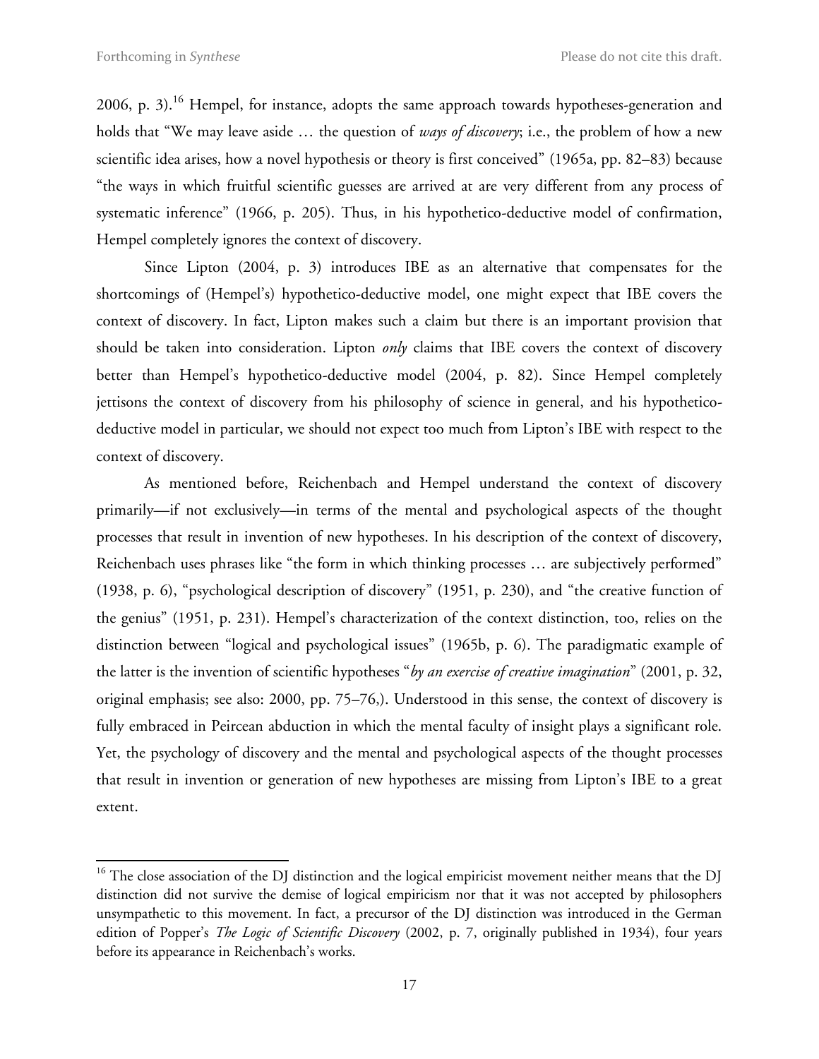2006, p. 3).[16] Hempel, for instance, adopts the same approach towards hypotheses-generation and holds that "We may leave aside … the question of *ways of discovery*; i.e., the problem of how a new scientific idea arises, how a novel hypothesis or theory is first conceived" (1965a, pp. 82–83) because "the ways in which fruitful scientific guesses are arrived at are very different from any process of systematic inference" (1966, p. 205). Thus, in his hypothetico-deductive model of confirmation, Hempel completely ignores the context of discovery.

Since Lipton (2004, p. 3) introduces IBE as an alternative that compensates for the shortcomings of (Hempel's) hypothetico-deductive model, one might expect that IBE covers the context of discovery. In fact, Lipton makes such a claim but there is an important provision that should be taken into consideration. Lipton *only* claims that IBE covers the context of discovery better than Hempel's hypothetico-deductive model (2004, p. 82). Since Hempel completely jettisons the context of discovery from his philosophy of science in general, and his hypothetico-deductive model in particular, we should not expect too much from Lipton's IBE with respect to the context of discovery.

As mentioned before, Reichenbach and Hempel understand the context of discovery primarily—if not exclusively—in terms of the mental and psychological aspects of the thought processes that result in invention of new hypotheses. In his description of the context of discovery, Reichenbach uses phrases like "the form in which thinking processes … are subjectively performed" (1938, p. 6), "psychological description of discovery" (1951, p. 230), and "the creative function of the genius" (1951, p. 231). Hempel's characterization of the context distinction, too, relies on the distinction between "logical and psychological issues" (1965b, p. 6). The paradigmatic example of the latter is the invention of scientific hypotheses "*by an exercise of creative imagination*" (2001, p. 32, original emphasis; see also: 2000, pp. 75–76,). Understood in this sense, the context of discovery is fully embraced in Peircean abduction in which the mental faculty of insight plays a significant role. Yet, the psychology of discovery and the mental and psychological aspects of the thought processes that result in invention or generation of new hypotheses are missing from Lipton's IBE to a great extent.

[16] The close association of the DJ distinction and the logical empiricist movement neither means that the DJ distinction did not survive the demise of logical empiricism nor that it was not accepted by philosophers unsympathetic to this movement. In fact, a precursor of the DJ distinction was introduced in the German edition of Popper's *The Logic of Scientific Discovery* (2002, p. 7, originally published in 1934), four years before its appearance in Reichenbach's works.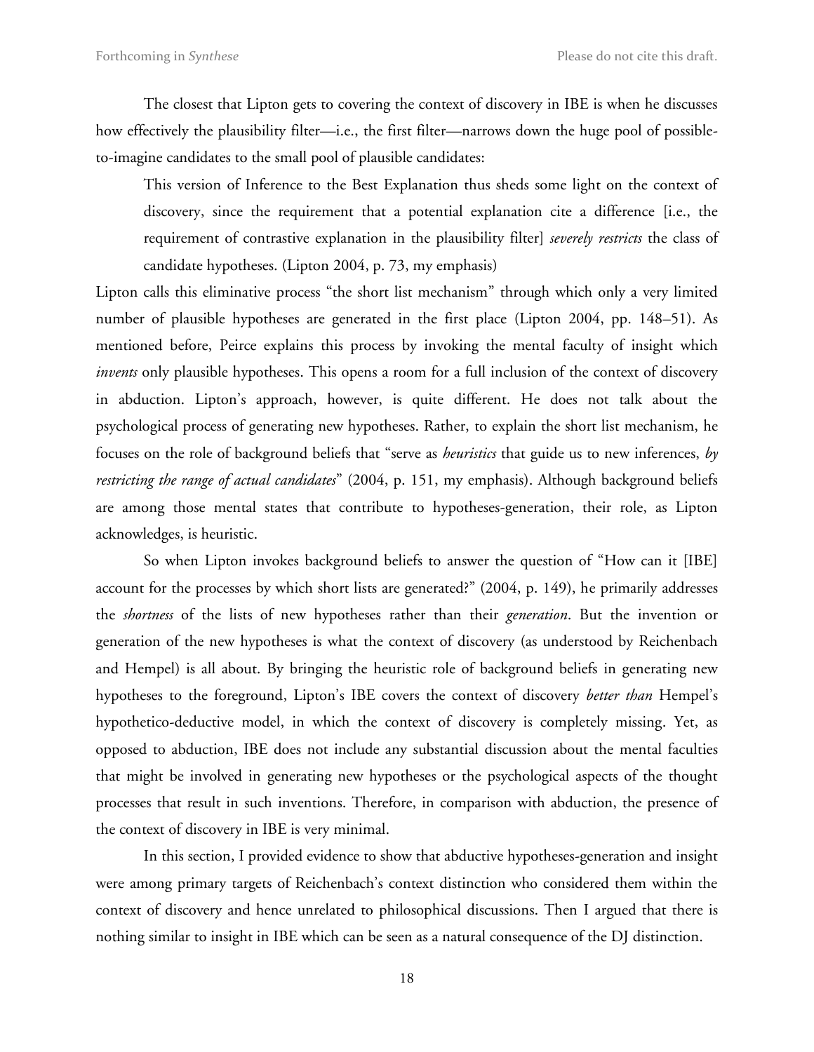The closest that Lipton gets to covering the context of discovery in IBE is when he discusses how effectively the plausibility filter—i.e., the first filter—narrows down the huge pool of possible-to-imagine candidates to the small pool of plausible candidates:

> This version of Inference to the Best Explanation thus sheds some light on the context of discovery, since the requirement that a potential explanation cite a difference [i.e., the requirement of contrastive explanation in the plausibility filter] *severely restricts* the class of candidate hypotheses. (Lipton 2004, p. 73, my emphasis)

Lipton calls this eliminative process "the short list mechanism" through which only a very limited number of plausible hypotheses are generated in the first place (Lipton 2004, pp. 148–51). As mentioned before, Peirce explains this process by invoking the mental faculty of insight which *invents* only plausible hypotheses. This opens a room for a full inclusion of the context of discovery in abduction. Lipton's approach, however, is quite different. He does not talk about the psychological process of generating new hypotheses. Rather, to explain the short list mechanism, he focuses on the role of background beliefs that "serve as *heuristics* that guide us to new inferences, *by restricting the range of actual candidates*" (2004, p. 151, my emphasis). Although background beliefs are among those mental states that contribute to hypotheses-generation, their role, as Lipton acknowledges, is heuristic.

So when Lipton invokes background beliefs to answer the question of "How can it [IBE] account for the processes by which short lists are generated?" (2004, p. 149), he primarily addresses the *shortness* of the lists of new hypotheses rather than their *generation*. But the invention or generation of the new hypotheses is what the context of discovery (as understood by Reichenbach and Hempel) is all about. By bringing the heuristic role of background beliefs in generating new hypotheses to the foreground, Lipton's IBE covers the context of discovery *better than* Hempel's hypothetico-deductive model, in which the context of discovery is completely missing. Yet, as opposed to abduction, IBE does not include any substantial discussion about the mental faculties that might be involved in generating new hypotheses or the psychological aspects of the thought processes that result in such inventions. Therefore, in comparison with abduction, the presence of the context of discovery in IBE is very minimal.

In this section, I provided evidence to show that abductive hypotheses-generation and insight were among primary targets of Reichenbach's context distinction who considered them within the context of discovery and hence unrelated to philosophical discussions. Then I argued that there is nothing similar to insight in IBE which can be seen as a natural consequence of the DJ distinction.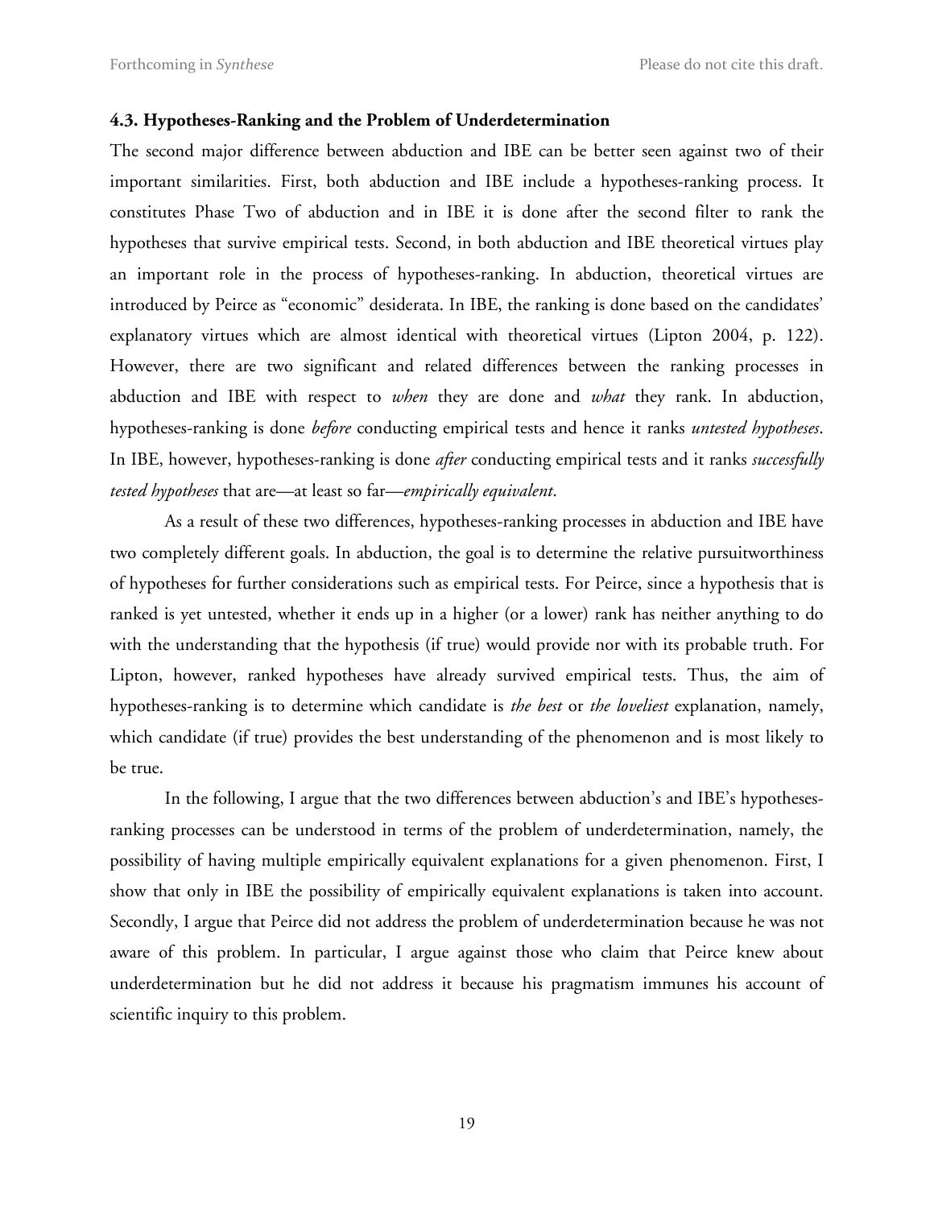### 4.3. Hypotheses-Ranking and the Problem of Underdetermination

The second major difference between abduction and IBE can be better seen against two of their important similarities. First, both abduction and IBE include a hypotheses-ranking process. It constitutes Phase Two of abduction and in IBE it is done after the second filter to rank the hypotheses that survive empirical tests. Second, in both abduction and IBE theoretical virtues play an important role in the process of hypotheses-ranking. In abduction, theoretical virtues are introduced by Peirce as "economic" desiderata. In IBE, the ranking is done based on the candidates' explanatory virtues which are almost identical with theoretical virtues (Lipton 2004, p. 122). However, there are two significant and related differences between the ranking processes in abduction and IBE with respect to *when* they are done and *what* they rank. In abduction, hypotheses-ranking is done *before* conducting empirical tests and hence it ranks *untested hypotheses*. In IBE, however, hypotheses-ranking is done *after* conducting empirical tests and it ranks *successfully tested hypotheses* that are—at least so far—*empirically equivalent*.

As a result of these two differences, hypotheses-ranking processes in abduction and IBE have two completely different goals. In abduction, the goal is to determine the relative pursuitworthiness of hypotheses for further considerations such as empirical tests. For Peirce, since a hypothesis that is ranked is yet untested, whether it ends up in a higher (or a lower) rank has neither anything to do with the understanding that the hypothesis (if true) would provide nor with its probable truth. For Lipton, however, ranked hypotheses have already survived empirical tests. Thus, the aim of hypotheses-ranking is to determine which candidate is *the best* or *the loveliest* explanation, namely, which candidate (if true) provides the best understanding of the phenomenon and is most likely to be true.

In the following, I argue that the two differences between abduction's and IBE's hypotheses-ranking processes can be understood in terms of the problem of underdetermination, namely, the possibility of having multiple empirically equivalent explanations for a given phenomenon. First, I show that only in IBE the possibility of empirically equivalent explanations is taken into account. Secondly, I argue that Peirce did not address the problem of underdetermination because he was not aware of this problem. In particular, I argue against those who claim that Peirce knew about underdetermination but he did not address it because his pragmatism immunes his account of scientific inquiry to this problem.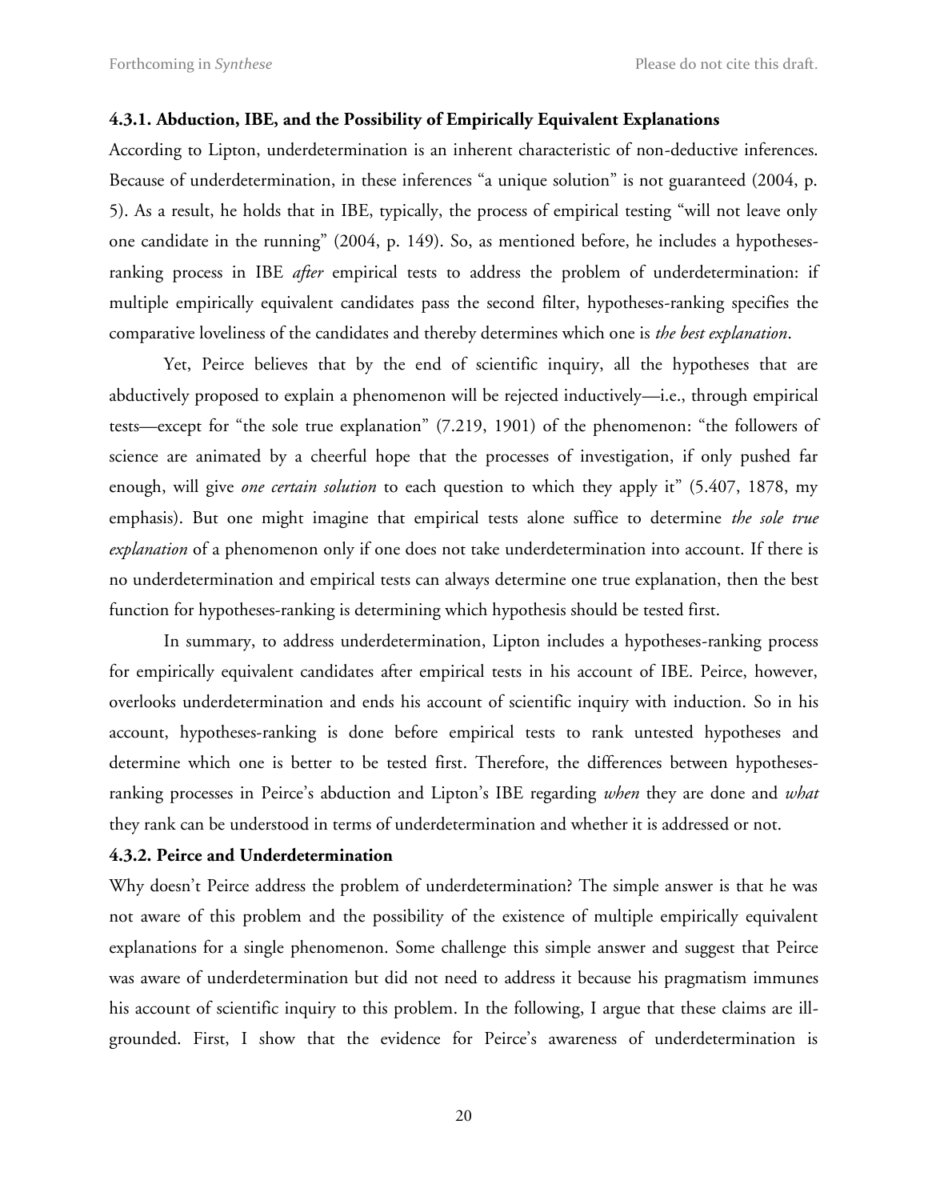#### 4.3.1. Abduction, IBE, and the Possibility of Empirically Equivalent Explanations

According to Lipton, underdetermination is an inherent characteristic of non-deductive inferences. Because of underdetermination, in these inferences "a unique solution" is not guaranteed (2004, p. 5). As a result, he holds that in IBE, typically, the process of empirical testing "will not leave only one candidate in the running" (2004, p. 149). So, as mentioned before, he includes a hypotheses-ranking process in IBE *after* empirical tests to address the problem of underdetermination: if multiple empirically equivalent candidates pass the second filter, hypotheses-ranking specifies the comparative loveliness of the candidates and thereby determines which one is *the best explanation*.

Yet, Peirce believes that by the end of scientific inquiry, all the hypotheses that are abductively proposed to explain a phenomenon will be rejected inductively—i.e., through empirical tests—except for "the sole true explanation" (7.219, 1901) of the phenomenon: "the followers of science are animated by a cheerful hope that the processes of investigation, if only pushed far enough, will give *one certain solution* to each question to which they apply it" (5.407, 1878, my emphasis). But one might imagine that empirical tests alone suffice to determine *the sole true explanation* of a phenomenon only if one does not take underdetermination into account. If there is no underdetermination and empirical tests can always determine one true explanation, then the best function for hypotheses-ranking is determining which hypothesis should be tested first.

In summary, to address underdetermination, Lipton includes a hypotheses-ranking process for empirically equivalent candidates after empirical tests in his account of IBE. Peirce, however, overlooks underdetermination and ends his account of scientific inquiry with induction. So in his account, hypotheses-ranking is done before empirical tests to rank untested hypotheses and determine which one is better to be tested first. Therefore, the differences between hypotheses-ranking processes in Peirce's abduction and Lipton's IBE regarding *when* they are done and *what* they rank can be understood in terms of underdetermination and whether it is addressed or not.

#### 4.3.2. Peirce and Underdetermination

Why doesn't Peirce address the problem of underdetermination? The simple answer is that he was not aware of this problem and the possibility of the existence of multiple empirically equivalent explanations for a single phenomenon. Some challenge this simple answer and suggest that Peirce was aware of underdetermination but did not need to address it because his pragmatism immunes his account of scientific inquiry to this problem. In the following, I argue that these claims are ill-grounded. First, I show that the evidence for Peirce's awareness of underdetermination is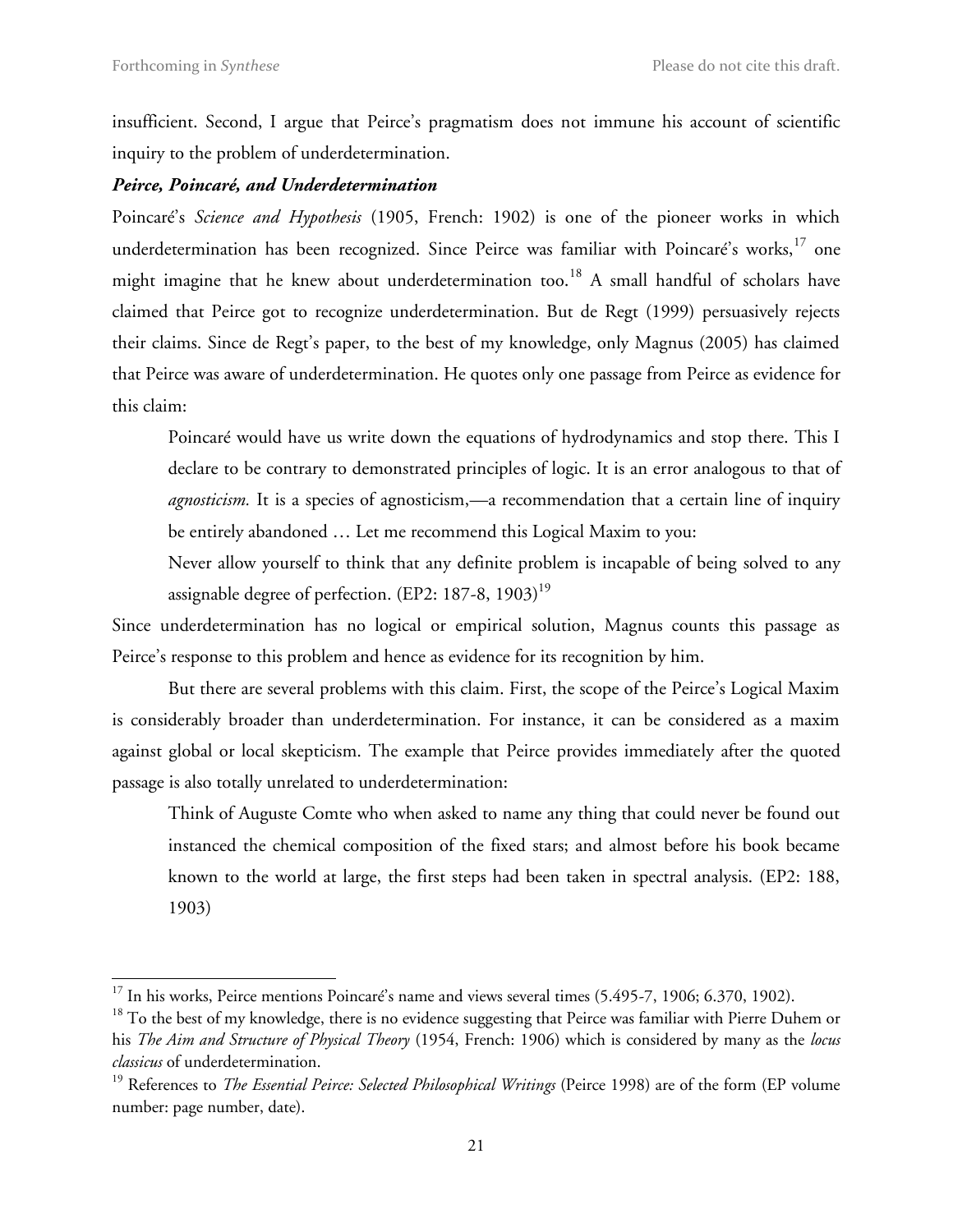insufficient. Second, I argue that Peirce's pragmatism does not immune his account of scientific inquiry to the problem of underdetermination.

### ***Peirce, Poincaré, and Underdetermination***

Poincaré's *Science and Hypothesis* (1905, French: 1902) is one of the pioneer works in which underdetermination has been recognized. Since Peirce was familiar with Poincaré's works,[17] one might imagine that he knew about underdetermination too.[18] A small handful of scholars have claimed that Peirce got to recognize underdetermination. But de Regt (1999) persuasively rejects their claims. Since de Regt's paper, to the best of my knowledge, only Magnus (2005) has claimed that Peirce was aware of underdetermination. He quotes only one passage from Peirce as evidence for this claim:

> Poincaré would have us write down the equations of hydrodynamics and stop there. This I declare to be contrary to demonstrated principles of logic. It is an error analogous to that of *agnosticism.* It is a species of agnosticism,—a recommendation that a certain line of inquiry be entirely abandoned … Let me recommend this Logical Maxim to you:
>
> Never allow yourself to think that any definite problem is incapable of being solved to any assignable degree of perfection. (EP2: 187-8, 1903)[19]

Since underdetermination has no logical or empirical solution, Magnus counts this passage as Peirce's response to this problem and hence as evidence for its recognition by him.

But there are several problems with this claim. First, the scope of the Peirce's Logical Maxim is considerably broader than underdetermination. For instance, it can be considered as a maxim against global or local skepticism. The example that Peirce provides immediately after the quoted passage is also totally unrelated to underdetermination:

> Think of Auguste Comte who when asked to name any thing that could never be found out instanced the chemical composition of the fixed stars; and almost before his book became known to the world at large, the first steps had been taken in spectral analysis. (EP2: 188, 1903)

---

[17] In his works, Peirce mentions Poincaré's name and views several times (5.495-7, 1906; 6.370, 1902).

[18] To the best of my knowledge, there is no evidence suggesting that Peirce was familiar with Pierre Duhem or his *The Aim and Structure of Physical Theory* (1954, French: 1906) which is considered by many as the *locus classicus* of underdetermination.

[19] References to *The Essential Peirce: Selected Philosophical Writings* (Peirce 1998) are of the form (EP volume number: page number, date).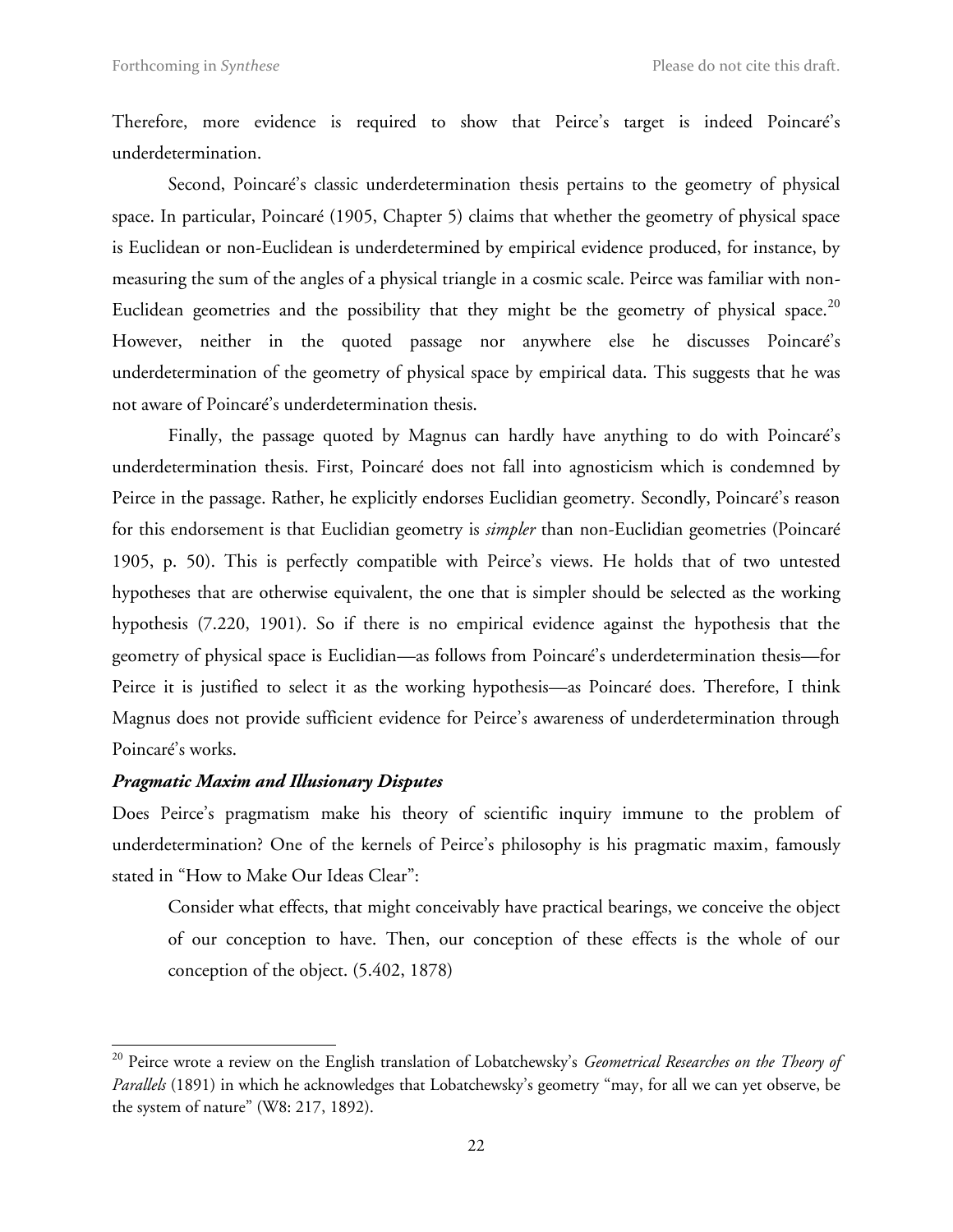Therefore, more evidence is required to show that Peirce's target is indeed Poincaré's underdetermination.

Second, Poincaré's classic underdetermination thesis pertains to the geometry of physical space. In particular, Poincaré (1905, Chapter 5) claims that whether the geometry of physical space is Euclidean or non-Euclidean is underdetermined by empirical evidence produced, for instance, by measuring the sum of the angles of a physical triangle in a cosmic scale. Peirce was familiar with non-Euclidean geometries and the possibility that they might be the geometry of physical space.[20] However, neither in the quoted passage nor anywhere else he discusses Poincaré's underdetermination of the geometry of physical space by empirical data. This suggests that he was not aware of Poincaré's underdetermination thesis.

Finally, the passage quoted by Magnus can hardly have anything to do with Poincaré's underdetermination thesis. First, Poincaré does not fall into agnosticism which is condemned by Peirce in the passage. Rather, he explicitly endorses Euclidian geometry. Secondly, Poincaré's reason for this endorsement is that Euclidian geometry is *simpler* than non-Euclidian geometries (Poincaré 1905, p. 50). This is perfectly compatible with Peirce's views. He holds that of two untested hypotheses that are otherwise equivalent, the one that is simpler should be selected as the working hypothesis (7.220, 1901). So if there is no empirical evidence against the hypothesis that the geometry of physical space is Euclidian—as follows from Poincaré's underdetermination thesis—for Peirce it is justified to select it as the working hypothesis—as Poincaré does. Therefore, I think Magnus does not provide sufficient evidence for Peirce's awareness of underdetermination through Poincaré's works.

***Pragmatic Maxim and Illusionary Disputes***

Does Peirce's pragmatism make his theory of scientific inquiry immune to the problem of underdetermination? One of the kernels of Peirce's philosophy is his pragmatic maxim, famously stated in "How to Make Our Ideas Clear":

> Consider what effects, that might conceivably have practical bearings, we conceive the object of our conception to have. Then, our conception of these effects is the whole of our conception of the object. (5.402, 1878)

---

[20] Peirce wrote a review on the English translation of Lobatchewsky's *Geometrical Researches on the Theory of Parallels* (1891) in which he acknowledges that Lobatchewsky's geometry "may, for all we can yet observe, be the system of nature" (W8: 217, 1892).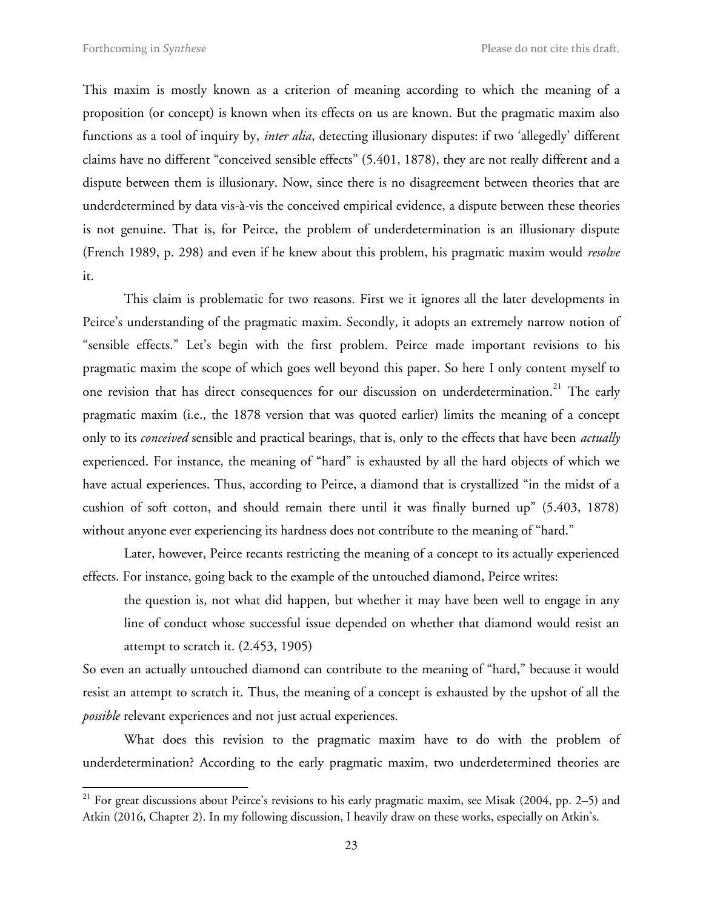This maxim is mostly known as a criterion of meaning according to which the meaning of a proposition (or concept) is known when its effects on us are known. But the pragmatic maxim also functions as a tool of inquiry by, *inter alia*, detecting illusionary disputes: if two 'allegedly' different claims have no different "conceived sensible effects" (5.401, 1878), they are not really different and a dispute between them is illusionary. Now, since there is no disagreement between theories that are underdetermined by data vis-à-vis the conceived empirical evidence, a dispute between these theories is not genuine. That is, for Peirce, the problem of underdetermination is an illusionary dispute (French 1989, p. 298) and even if he knew about this problem, his pragmatic maxim would *resolve* it.

This claim is problematic for two reasons. First we it ignores all the later developments in Peirce's understanding of the pragmatic maxim. Secondly, it adopts an extremely narrow notion of "sensible effects." Let's begin with the first problem. Peirce made important revisions to his pragmatic maxim the scope of which goes well beyond this paper. So here I only content myself to one revision that has direct consequences for our discussion on underdetermination.[21] The early pragmatic maxim (i.e., the 1878 version that was quoted earlier) limits the meaning of a concept only to its *conceived* sensible and practical bearings, that is, only to the effects that have been *actually* experienced. For instance, the meaning of "hard" is exhausted by all the hard objects of which we have actual experiences. Thus, according to Peirce, a diamond that is crystallized "in the midst of a cushion of soft cotton, and should remain there until it was finally burned up" (5.403, 1878) without anyone ever experiencing its hardness does not contribute to the meaning of "hard."

Later, however, Peirce recants restricting the meaning of a concept to its actually experienced effects. For instance, going back to the example of the untouched diamond, Peirce writes:

> the question is, not what did happen, but whether it may have been well to engage in any line of conduct whose successful issue depended on whether that diamond would resist an attempt to scratch it. (2.453, 1905)

So even an actually untouched diamond can contribute to the meaning of "hard," because it would resist an attempt to scratch it. Thus, the meaning of a concept is exhausted by the upshot of all the *possible* relevant experiences and not just actual experiences.

What does this revision to the pragmatic maxim have to do with the problem of underdetermination? According to the early pragmatic maxim, two underdetermined theories are

---

[21] For great discussions about Peirce's revisions to his early pragmatic maxim, see Misak (2004, pp. 2–5) and Atkin (2016, Chapter 2). In my following discussion, I heavily draw on these works, especially on Atkin's.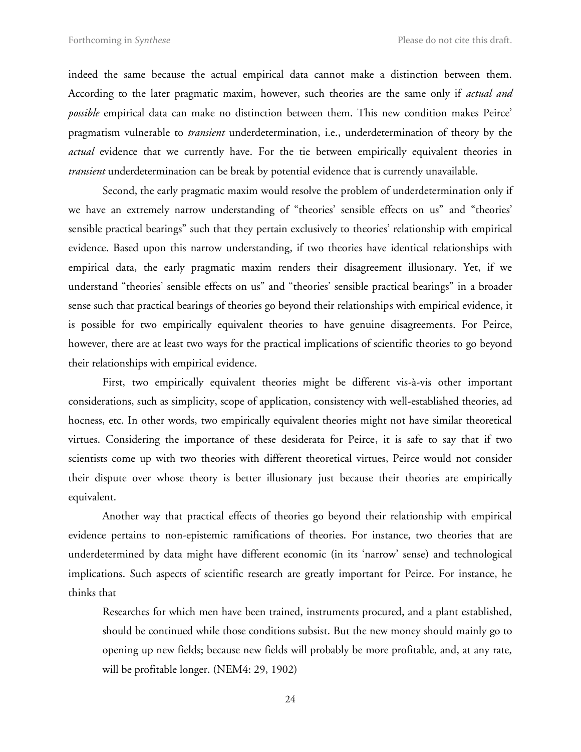indeed the same because the actual empirical data cannot make a distinction between them. According to the later pragmatic maxim, however, such theories are the same only if *actual and possible* empirical data can make no distinction between them. This new condition makes Peirce' pragmatism vulnerable to *transient* underdetermination, i.e., underdetermination of theory by the *actual* evidence that we currently have. For the tie between empirically equivalent theories in *transient* underdetermination can be break by potential evidence that is currently unavailable.

Second, the early pragmatic maxim would resolve the problem of underdetermination only if we have an extremely narrow understanding of "theories' sensible effects on us" and "theories' sensible practical bearings" such that they pertain exclusively to theories' relationship with empirical evidence. Based upon this narrow understanding, if two theories have identical relationships with empirical data, the early pragmatic maxim renders their disagreement illusionary. Yet, if we understand "theories' sensible effects on us" and "theories' sensible practical bearings" in a broader sense such that practical bearings of theories go beyond their relationships with empirical evidence, it is possible for two empirically equivalent theories to have genuine disagreements. For Peirce, however, there are at least two ways for the practical implications of scientific theories to go beyond their relationships with empirical evidence.

First, two empirically equivalent theories might be different vis-à-vis other important considerations, such as simplicity, scope of application, consistency with well-established theories, ad hocness, etc. In other words, two empirically equivalent theories might not have similar theoretical virtues. Considering the importance of these desiderata for Peirce, it is safe to say that if two scientists come up with two theories with different theoretical virtues, Peirce would not consider their dispute over whose theory is better illusionary just because their theories are empirically equivalent.

Another way that practical effects of theories go beyond their relationship with empirical evidence pertains to non-epistemic ramifications of theories. For instance, two theories that are underdetermined by data might have different economic (in its 'narrow' sense) and technological implications. Such aspects of scientific research are greatly important for Peirce. For instance, he thinks that

> Researches for which men have been trained, instruments procured, and a plant established, should be continued while those conditions subsist. But the new money should mainly go to opening up new fields; because new fields will probably be more profitable, and, at any rate, will be profitable longer. (NEM4: 29, 1902)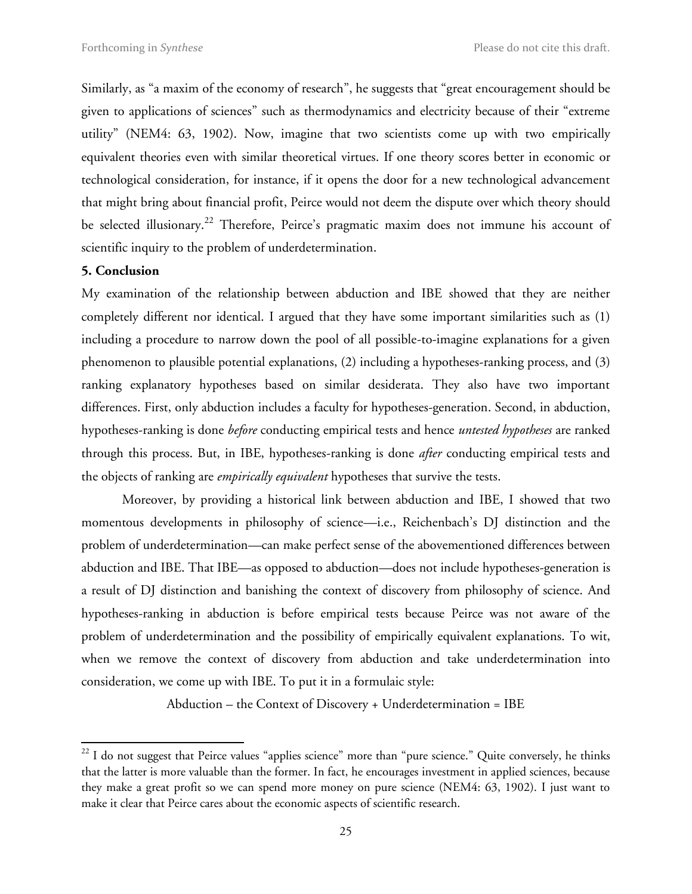Similarly, as "a maxim of the economy of research", he suggests that "great encouragement should be given to applications of sciences" such as thermodynamics and electricity because of their "extreme utility" (NEM4: 63, 1902). Now, imagine that two scientists come up with two empirically equivalent theories even with similar theoretical virtues. If one theory scores better in economic or technological consideration, for instance, if it opens the door for a new technological advancement that might bring about financial profit, Peirce would not deem the dispute over which theory should be selected illusionary.[22] Therefore, Peirce's pragmatic maxim does not immune his account of scientific inquiry to the problem of underdetermination.

**5. Conclusion**

My examination of the relationship between abduction and IBE showed that they are neither completely different nor identical. I argued that they have some important similarities such as (1) including a procedure to narrow down the pool of all possible-to-imagine explanations for a given phenomenon to plausible potential explanations, (2) including a hypotheses-ranking process, and (3) ranking explanatory hypotheses based on similar desiderata. They also have two important differences. First, only abduction includes a faculty for hypotheses-generation. Second, in abduction, hypotheses-ranking is done *before* conducting empirical tests and hence *untested hypotheses* are ranked through this process. But, in IBE, hypotheses-ranking is done *after* conducting empirical tests and the objects of ranking are *empirically equivalent* hypotheses that survive the tests.

Moreover, by providing a historical link between abduction and IBE, I showed that two momentous developments in philosophy of science—i.e., Reichenbach's DJ distinction and the problem of underdetermination—can make perfect sense of the abovementioned differences between abduction and IBE. That IBE—as opposed to abduction—does not include hypotheses-generation is a result of DJ distinction and banishing the context of discovery from philosophy of science. And hypotheses-ranking in abduction is before empirical tests because Peirce was not aware of the problem of underdetermination and the possibility of empirically equivalent explanations. To wit, when we remove the context of discovery from abduction and take underdetermination into consideration, we come up with IBE. To put it in a formulaic style:

Abduction – the Context of Discovery + Underdetermination = IBE

---

[22] I do not suggest that Peirce values "applies science" more than "pure science." Quite conversely, he thinks that the latter is more valuable than the former. In fact, he encourages investment in applied sciences, because they make a great profit so we can spend more money on pure science (NEM4: 63, 1902). I just want to make it clear that Peirce cares about the economic aspects of scientific research.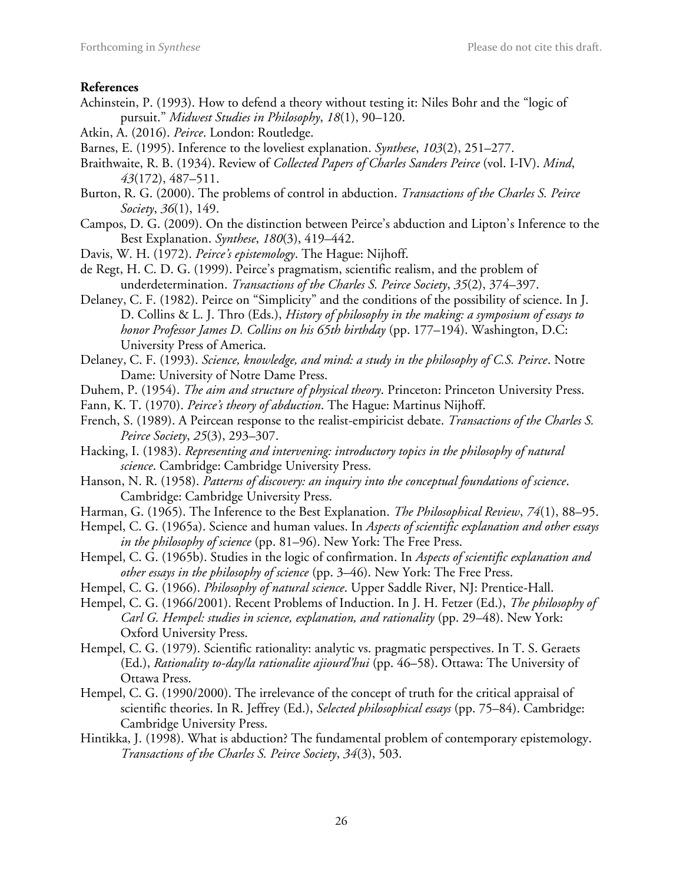**References**

Achinstein, P. (1993). How to defend a theory without testing it: Niles Bohr and the "logic of pursuit." *Midwest Studies in Philosophy*, *18*(1), 90–120.

Atkin, A. (2016). *Peirce*. London: Routledge.

Barnes, E. (1995). Inference to the loveliest explanation. *Synthese*, *103*(2), 251–277.

Braithwaite, R. B. (1934). Review of *Collected Papers of Charles Sanders Peirce* (vol. I-IV). *Mind*, *43*(172), 487–511.

Burton, R. G. (2000). The problems of control in abduction. *Transactions of the Charles S. Peirce Society*, *36*(1), 149.

Campos, D. G. (2009). On the distinction between Peirce's abduction and Lipton's Inference to the Best Explanation. *Synthese*, *180*(3), 419–442.

Davis, W. H. (1972). *Peirce's epistemology*. The Hague: Nijhoff.

de Regt, H. C. D. G. (1999). Peirce's pragmatism, scientific realism, and the problem of underdetermination. *Transactions of the Charles S. Peirce Society*, *35*(2), 374–397.

Delaney, C. F. (1982). Peirce on "Simplicity" and the conditions of the possibility of science. In J. D. Collins & L. J. Thro (Eds.), *History of philosophy in the making: a symposium of essays to honor Professor James D. Collins on his 65th birthday* (pp. 177–194). Washington, D.C: University Press of America.

Delaney, C. F. (1993). *Science, knowledge, and mind: a study in the philosophy of C.S. Peirce*. Notre Dame: University of Notre Dame Press.

Duhem, P. (1954). *The aim and structure of physical theory*. Princeton: Princeton University Press.

Fann, K. T. (1970). *Peirce's theory of abduction*. The Hague: Martinus Nijhoff.

French, S. (1989). A Peircean response to the realist-empiricist debate. *Transactions of the Charles S. Peirce Society*, *25*(3), 293–307.

Hacking, I. (1983). *Representing and intervening: introductory topics in the philosophy of natural science*. Cambridge: Cambridge University Press.

Hanson, N. R. (1958). *Patterns of discovery: an inquiry into the conceptual foundations of science*. Cambridge: Cambridge University Press.

Harman, G. (1965). The Inference to the Best Explanation. *The Philosophical Review*, *74*(1), 88–95.

Hempel, C. G. (1965a). Science and human values. In *Aspects of scientific explanation and other essays in the philosophy of science* (pp. 81–96). New York: The Free Press.

Hempel, C. G. (1965b). Studies in the logic of confirmation. In *Aspects of scientific explanation and other essays in the philosophy of science* (pp. 3–46). New York: The Free Press.

Hempel, C. G. (1966). *Philosophy of natural science*. Upper Saddle River, NJ: Prentice-Hall.

Hempel, C. G. (1966/2001). Recent Problems of Induction. In J. H. Fetzer (Ed.), *The philosophy of Carl G. Hempel: studies in science, explanation, and rationality* (pp. 29–48). New York: Oxford University Press.

Hempel, C. G. (1979). Scientific rationality: analytic vs. pragmatic perspectives. In T. S. Geraets (Ed.), *Rationality to-day/la rationalite ajiourd'hui* (pp. 46–58). Ottawa: The University of Ottawa Press.

Hempel, C. G. (1990/2000). The irrelevance of the concept of truth for the critical appraisal of scientific theories. In R. Jeffrey (Ed.), *Selected philosophical essays* (pp. 75–84). Cambridge: Cambridge University Press.

Hintikka, J. (1998). What is abduction? The fundamental problem of contemporary epistemology. *Transactions of the Charles S. Peirce Society*, *34*(3), 503.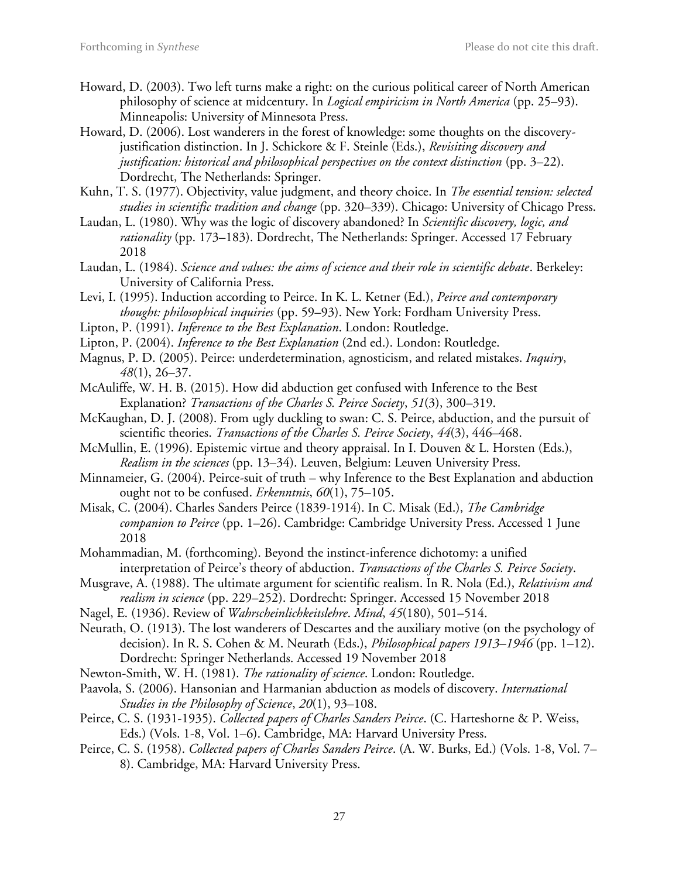Howard, D. (2003). Two left turns make a right: on the curious political career of North American philosophy of science at midcentury. In *Logical empiricism in North America* (pp. 25–93). Minneapolis: University of Minnesota Press.

Howard, D. (2006). Lost wanderers in the forest of knowledge: some thoughts on the discovery-justification distinction. In J. Schickore & F. Steinle (Eds.), *Revisiting discovery and justification: historical and philosophical perspectives on the context distinction* (pp. 3–22). Dordrecht, The Netherlands: Springer.

Kuhn, T. S. (1977). Objectivity, value judgment, and theory choice. In *The essential tension: selected studies in scientific tradition and change* (pp. 320–339). Chicago: University of Chicago Press.

Laudan, L. (1980). Why was the logic of discovery abandoned? In *Scientific discovery, logic, and rationality* (pp. 173–183). Dordrecht, The Netherlands: Springer. Accessed 17 February 2018

Laudan, L. (1984). *Science and values: the aims of science and their role in scientific debate*. Berkeley: University of California Press.

Levi, I. (1995). Induction according to Peirce. In K. L. Ketner (Ed.), *Peirce and contemporary thought: philosophical inquiries* (pp. 59–93). New York: Fordham University Press.

Lipton, P. (1991). *Inference to the Best Explanation*. London: Routledge.

Lipton, P. (2004). *Inference to the Best Explanation* (2nd ed.). London: Routledge.

Magnus, P. D. (2005). Peirce: underdetermination, agnosticism, and related mistakes. *Inquiry*, *48*(1), 26–37.

McAuliffe, W. H. B. (2015). How did abduction get confused with Inference to the Best Explanation? *Transactions of the Charles S. Peirce Society*, *51*(3), 300–319.

McKaughan, D. J. (2008). From ugly duckling to swan: C. S. Peirce, abduction, and the pursuit of scientific theories. *Transactions of the Charles S. Peirce Society*, *44*(3), 446–468.

McMullin, E. (1996). Epistemic virtue and theory appraisal. In I. Douven & L. Horsten (Eds.), *Realism in the sciences* (pp. 13–34). Leuven, Belgium: Leuven University Press.

Minnameier, G. (2004). Peirce-suit of truth – why Inference to the Best Explanation and abduction ought not to be confused. *Erkenntnis*, *60*(1), 75–105.

Misak, C. (2004). Charles Sanders Peirce (1839-1914). In C. Misak (Ed.), *The Cambridge companion to Peirce* (pp. 1–26). Cambridge: Cambridge University Press. Accessed 1 June 2018

Mohammadian, M. (forthcoming). Beyond the instinct-inference dichotomy: a unified interpretation of Peirce's theory of abduction. *Transactions of the Charles S. Peirce Society*.

Musgrave, A. (1988). The ultimate argument for scientific realism. In R. Nola (Ed.), *Relativism and realism in science* (pp. 229–252). Dordrecht: Springer. Accessed 15 November 2018

Nagel, E. (1936). Review of *Wahrscheinlichkeitslehre*. *Mind*, *45*(180), 501–514.

Neurath, O. (1913). The lost wanderers of Descartes and the auxiliary motive (on the psychology of decision). In R. S. Cohen & M. Neurath (Eds.), *Philosophical papers 1913–1946* (pp. 1–12). Dordrecht: Springer Netherlands. Accessed 19 November 2018

Newton-Smith, W. H. (1981). *The rationality of science*. London: Routledge.

Paavola, S. (2006). Hansonian and Harmanian abduction as models of discovery. *International Studies in the Philosophy of Science*, *20*(1), 93–108.

Peirce, C. S. (1931-1935). *Collected papers of Charles Sanders Peirce*. (C. Harteshorne & P. Weiss, Eds.) (Vols. 1-8, Vol. 1–6). Cambridge, MA: Harvard University Press.

Peirce, C. S. (1958). *Collected papers of Charles Sanders Peirce*. (A. W. Burks, Ed.) (Vols. 1-8, Vol. 7–8). Cambridge, MA: Harvard University Press.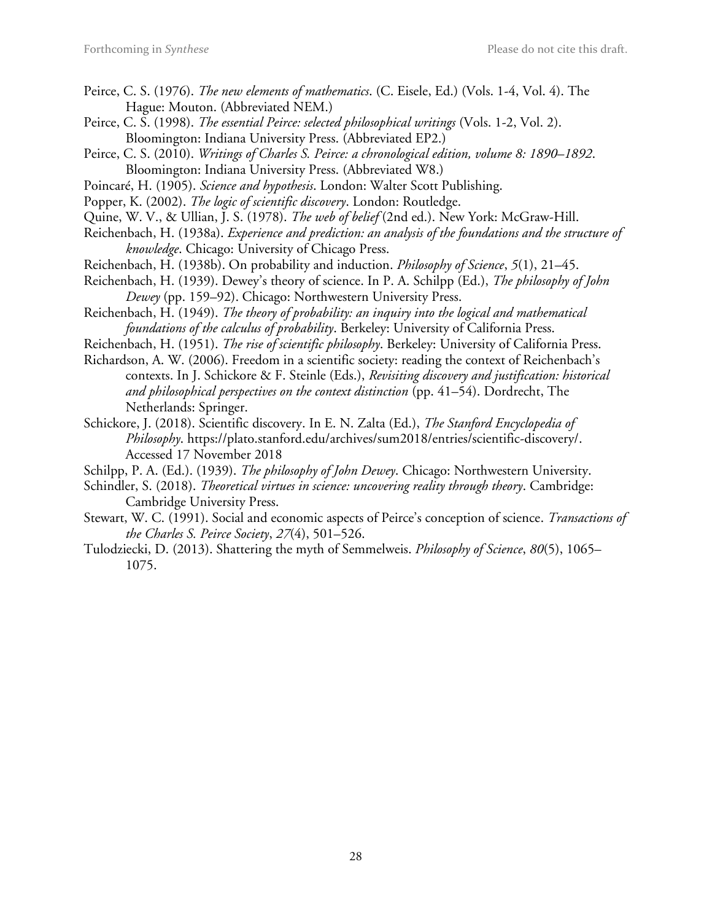Peirce, C. S. (1976). *The new elements of mathematics*. (C. Eisele, Ed.) (Vols. 1-4, Vol. 4). The Hague: Mouton. (Abbreviated NEM.)

Peirce, C. S. (1998). *The essential Peirce: selected philosophical writings* (Vols. 1-2, Vol. 2). Bloomington: Indiana University Press. (Abbreviated EP2.)

Peirce, C. S. (2010). *Writings of Charles S. Peirce: a chronological edition, volume 8: 1890–1892*. Bloomington: Indiana University Press. (Abbreviated W8.)

Poincaré, H. (1905). *Science and hypothesis*. London: Walter Scott Publishing.

Popper, K. (2002). *The logic of scientific discovery*. London: Routledge.

Quine, W. V., & Ullian, J. S. (1978). *The web of belief* (2nd ed.). New York: McGraw-Hill.

Reichenbach, H. (1938a). *Experience and prediction: an analysis of the foundations and the structure of knowledge*. Chicago: University of Chicago Press.

Reichenbach, H. (1938b). On probability and induction. *Philosophy of Science*, *5*(1), 21–45.

Reichenbach, H. (1939). Dewey's theory of science. In P. A. Schilpp (Ed.), *The philosophy of John Dewey* (pp. 159–92). Chicago: Northwestern University Press.

Reichenbach, H. (1949). *The theory of probability: an inquiry into the logical and mathematical foundations of the calculus of probability*. Berkeley: University of California Press.

Reichenbach, H. (1951). *The rise of scientific philosophy*. Berkeley: University of California Press.

Richardson, A. W. (2006). Freedom in a scientific society: reading the context of Reichenbach's contexts. In J. Schickore & F. Steinle (Eds.), *Revisiting discovery and justification: historical and philosophical perspectives on the context distinction* (pp. 41–54). Dordrecht, The Netherlands: Springer.

Schickore, J. (2018). Scientific discovery. In E. N. Zalta (Ed.), *The Stanford Encyclopedia of Philosophy*. https://plato.stanford.edu/archives/sum2018/entries/scientific-discovery/. Accessed 17 November 2018

Schilpp, P. A. (Ed.). (1939). *The philosophy of John Dewey*. Chicago: Northwestern University.

Schindler, S. (2018). *Theoretical virtues in science: uncovering reality through theory*. Cambridge: Cambridge University Press.

Stewart, W. C. (1991). Social and economic aspects of Peirce's conception of science. *Transactions of the Charles S. Peirce Society*, *27*(4), 501–526.

Tulodziecki, D. (2013). Shattering the myth of Semmelweis. *Philosophy of Science*, *80*(5), 1065–1075.